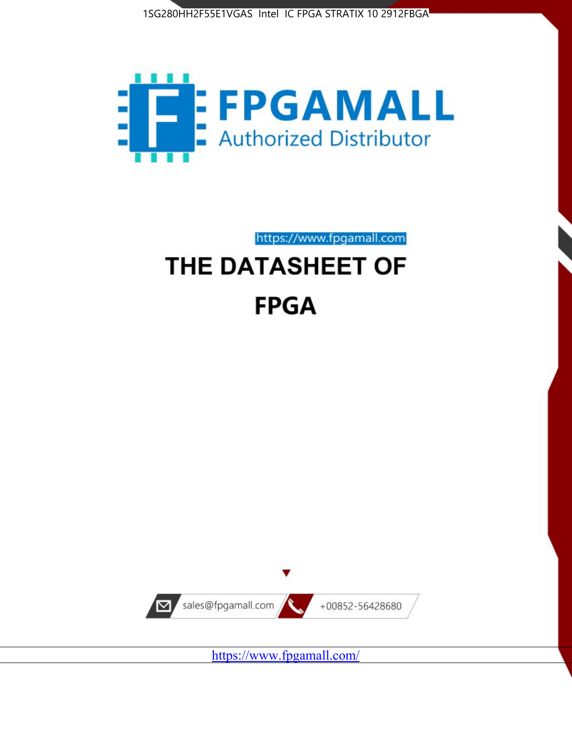1SG280HH2F55E1VGAS Intel IC FPGA STRATIX 10 2912FBGA

FPGAMALL

Authorized Distributor

https://www.fpgamall.com

# THE DATASHEET OF FPGA

sales@fpgamall.com

+00852-56428680

https://www.fpgamall.com/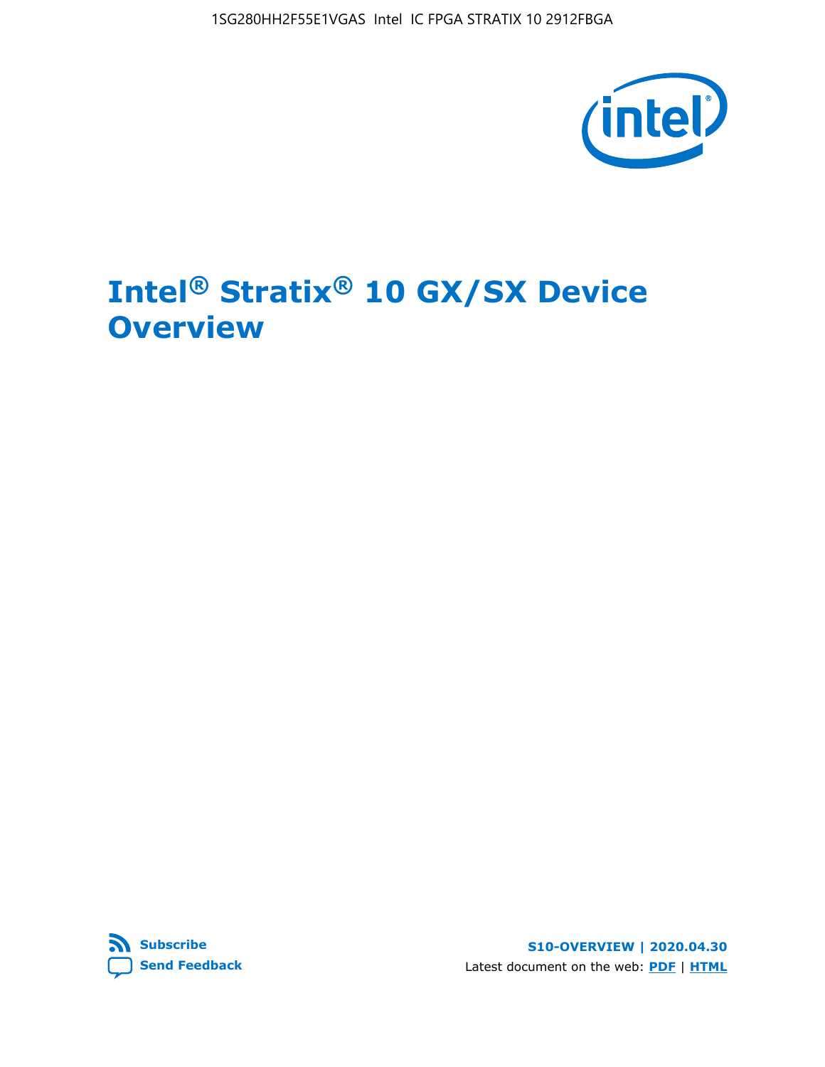# Intel® Stratix® 10 GX/SX Device Overview

Subscribe

Send Feedback

S10-OVERVIEW | 2020.04.30

Latest document on the web: PDF | HTML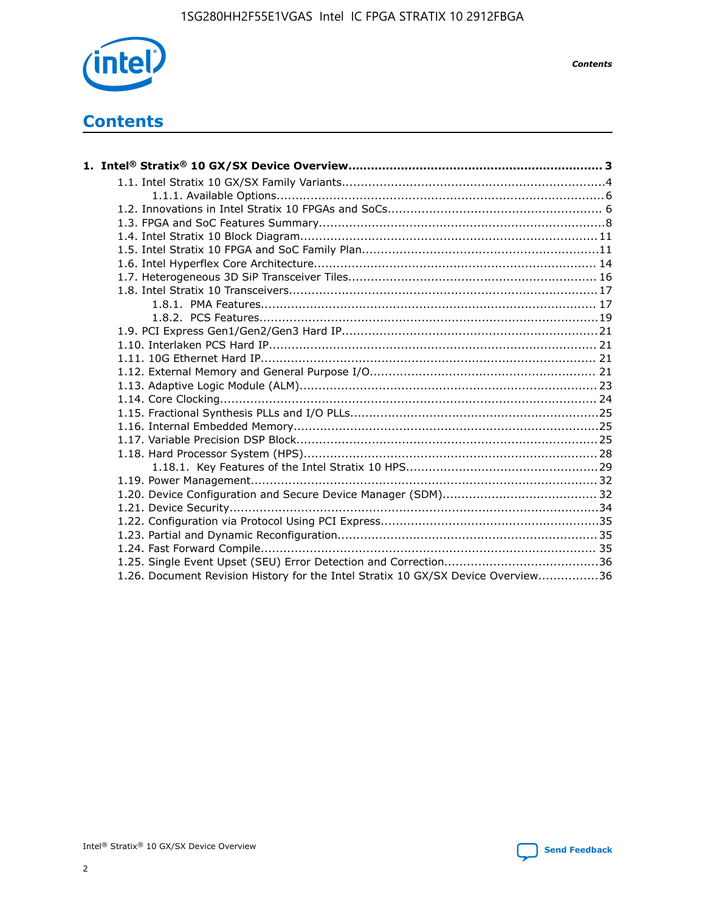# Contents

**1. Intel® Stratix® 10 GX/SX Device Overview................................................................... 3**

- 1.1. Intel Stratix 10 GX/SX Family Variants.....................................................................4
  - 1.1.1. Available Options.......................................................................................6
- 1.2. Innovations in Intel Stratix 10 FPGAs and SoCs......................................................... 6
- 1.3. FPGA and SoC Features Summary............................................................................8
- 1.4. Intel Stratix 10 Block Diagram...............................................................................11
- 1.5. Intel Stratix 10 FPGA and SoC Family Plan...............................................................11
- 1.6. Intel Hyperflex Core Architecture.......................................................................... 14
- 1.7. Heterogeneous 3D SiP Transceiver Tiles................................................................. 16
- 1.8. Intel Stratix 10 Transceivers................................................................................. 17
  - 1.8.1. PMA Features......................................................................................... 17
  - 1.8.2. PCS Features..........................................................................................19
- 1.9. PCI Express Gen1/Gen2/Gen3 Hard IP...................................................................21
- 1.10. Interlaken PCS Hard IP....................................................................................... 21
- 1.11. 10G Ethernet Hard IP......................................................................................... 21
- 1.12. External Memory and General Purpose I/O............................................................ 21
- 1.13. Adaptive Logic Module (ALM)............................................................................... 23
- 1.14. Core Clocking.................................................................................................... 24
- 1.15. Fractional Synthesis PLLs and I/O PLLs.................................................................25
- 1.16. Internal Embedded Memory.................................................................................25
- 1.17. Variable Precision DSP Block................................................................................25
- 1.18. Hard Processor System (HPS)..............................................................................28
  - 1.18.1. Key Features of the Intel Stratix 10 HPS..................................................29
- 1.19. Power Management............................................................................................ 32
- 1.20. Device Configuration and Secure Device Manager (SDM)......................................... 32
- 1.21. Device Security..................................................................................................34
- 1.22. Configuration via Protocol Using PCI Express..........................................................35
- 1.23. Partial and Dynamic Reconfiguration.................................................................... 35
- 1.24. Fast Forward Compile......................................................................................... 35
- 1.25. Single Event Upset (SEU) Error Detection and Correction.........................................36
- 1.26. Document Revision History for the Intel Stratix 10 GX/SX Device Overview................36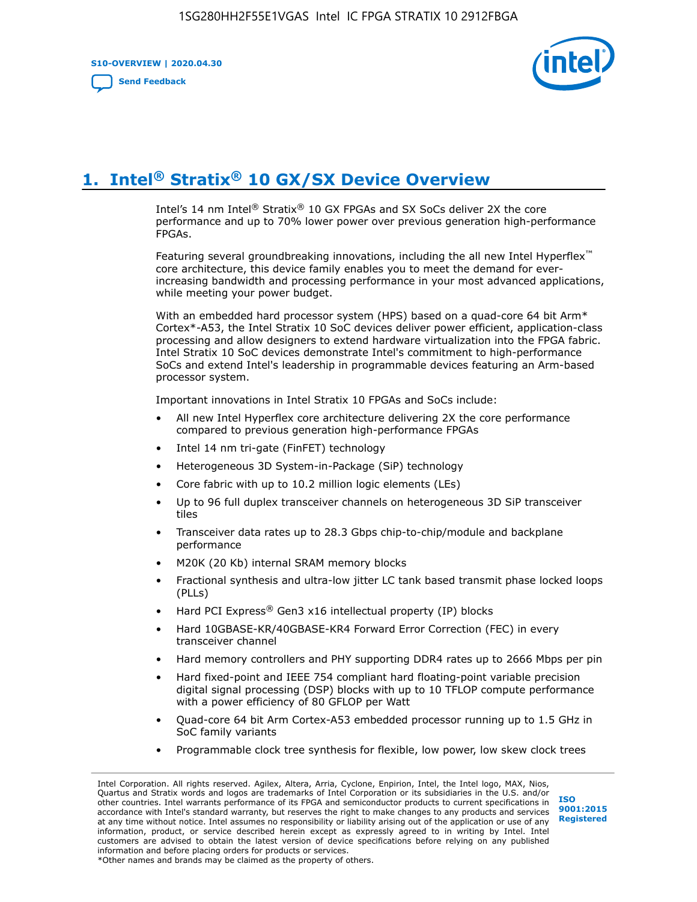# 1. Intel® Stratix® 10 GX/SX Device Overview

Intel's 14 nm Intel® Stratix® 10 GX FPGAs and SX SoCs deliver 2X the core performance and up to 70% lower power over previous generation high-performance FPGAs.

Featuring several groundbreaking innovations, including the all new Intel Hyperflex™ core architecture, this device family enables you to meet the demand for ever-increasing bandwidth and processing performance in your most advanced applications, while meeting your power budget.

With an embedded hard processor system (HPS) based on a quad-core 64 bit Arm* Cortex*-A53, the Intel Stratix 10 SoC devices deliver power efficient, application-class processing and allow designers to extend hardware virtualization into the FPGA fabric. Intel Stratix 10 SoC devices demonstrate Intel's commitment to high-performance SoCs and extend Intel's leadership in programmable devices featuring an Arm-based processor system.

Important innovations in Intel Stratix 10 FPGAs and SoCs include:

- All new Intel Hyperflex core architecture delivering 2X the core performance compared to previous generation high-performance FPGAs
- Intel 14 nm tri-gate (FinFET) technology
- Heterogeneous 3D System-in-Package (SiP) technology
- Core fabric with up to 10.2 million logic elements (LEs)
- Up to 96 full duplex transceiver channels on heterogeneous 3D SiP transceiver tiles
- Transceiver data rates up to 28.3 Gbps chip-to-chip/module and backplane performance
- M20K (20 Kb) internal SRAM memory blocks
- Fractional synthesis and ultra-low jitter LC tank based transmit phase locked loops (PLLs)
- Hard PCI Express® Gen3 x16 intellectual property (IP) blocks
- Hard 10GBASE-KR/40GBASE-KR4 Forward Error Correction (FEC) in every transceiver channel
- Hard memory controllers and PHY supporting DDR4 rates up to 2666 Mbps per pin
- Hard fixed-point and IEEE 754 compliant hard floating-point variable precision digital signal processing (DSP) blocks with up to 10 TFLOP compute performance with a power efficiency of 80 GFLOP per Watt
- Quad-core 64 bit Arm Cortex-A53 embedded processor running up to 1.5 GHz in SoC family variants
- Programmable clock tree synthesis for flexible, low power, low skew clock trees

Intel Corporation. All rights reserved. Agilex, Altera, Arria, Cyclone, Enpirion, Intel, the Intel logo, MAX, Nios, Quartus and Stratix words and logos are trademarks of Intel Corporation or its subsidiaries in the U.S. and/or other countries. Intel warrants performance of its FPGA and semiconductor products to current specifications in accordance with Intel's standard warranty, but reserves the right to make changes to any products and services at any time without notice. Intel assumes no responsibility or liability arising out of the application or use of any information, product, or service described herein except as expressly agreed to in writing by Intel. Intel customers are advised to obtain the latest version of device specifications before relying on any published information and before placing orders for products or services.
*Other names and brands may be claimed as the property of others.

ISO 9001:2015 Registered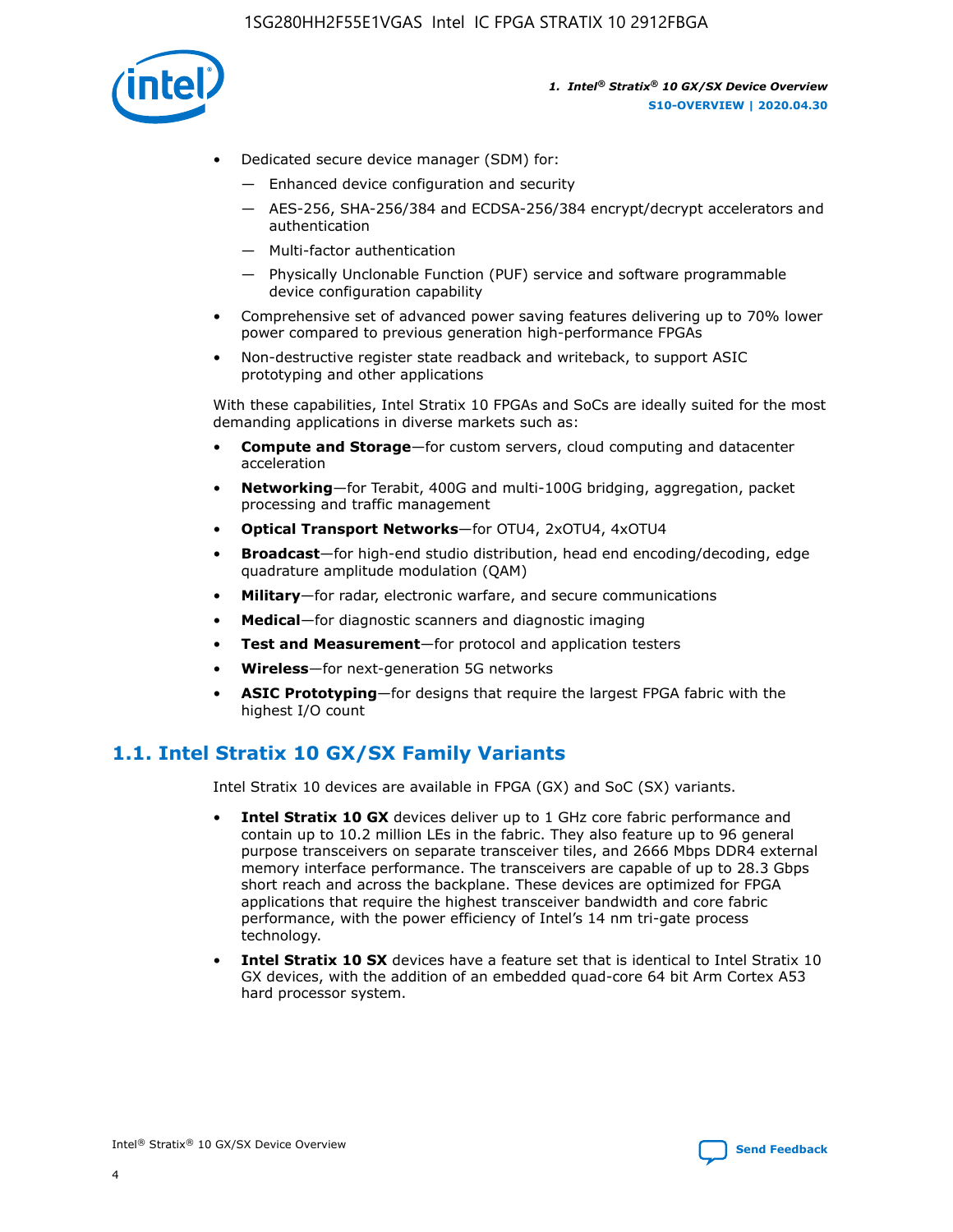- Dedicated secure device manager (SDM) for:
  - Enhanced device configuration and security
  - AES-256, SHA-256/384 and ECDSA-256/384 encrypt/decrypt accelerators and authentication
  - Multi-factor authentication
  - Physically Unclonable Function (PUF) service and software programmable device configuration capability
- Comprehensive set of advanced power saving features delivering up to 70% lower power compared to previous generation high-performance FPGAs
- Non-destructive register state readback and writeback, to support ASIC prototyping and other applications

With these capabilities, Intel Stratix 10 FPGAs and SoCs are ideally suited for the most demanding applications in diverse markets such as:

- **Compute and Storage**—for custom servers, cloud computing and datacenter acceleration
- **Networking**—for Terabit, 400G and multi-100G bridging, aggregation, packet processing and traffic management
- **Optical Transport Networks**—for OTU4, 2xOTU4, 4xOTU4
- **Broadcast**—for high-end studio distribution, head end encoding/decoding, edge quadrature amplitude modulation (QAM)
- **Military**—for radar, electronic warfare, and secure communications
- **Medical**—for diagnostic scanners and diagnostic imaging
- **Test and Measurement**—for protocol and application testers
- **Wireless**—for next-generation 5G networks
- **ASIC Prototyping**—for designs that require the largest FPGA fabric with the highest I/O count

## 1.1. Intel Stratix 10 GX/SX Family Variants

Intel Stratix 10 devices are available in FPGA (GX) and SoC (SX) variants.

- **Intel Stratix 10 GX** devices deliver up to 1 GHz core fabric performance and contain up to 10.2 million LEs in the fabric. They also feature up to 96 general purpose transceivers on separate transceiver tiles, and 2666 Mbps DDR4 external memory interface performance. The transceivers are capable of up to 28.3 Gbps short reach and across the backplane. These devices are optimized for FPGA applications that require the highest transceiver bandwidth and core fabric performance, with the power efficiency of Intel's 14 nm tri-gate process technology.
- **Intel Stratix 10 SX** devices have a feature set that is identical to Intel Stratix 10 GX devices, with the addition of an embedded quad-core 64 bit Arm Cortex A53 hard processor system.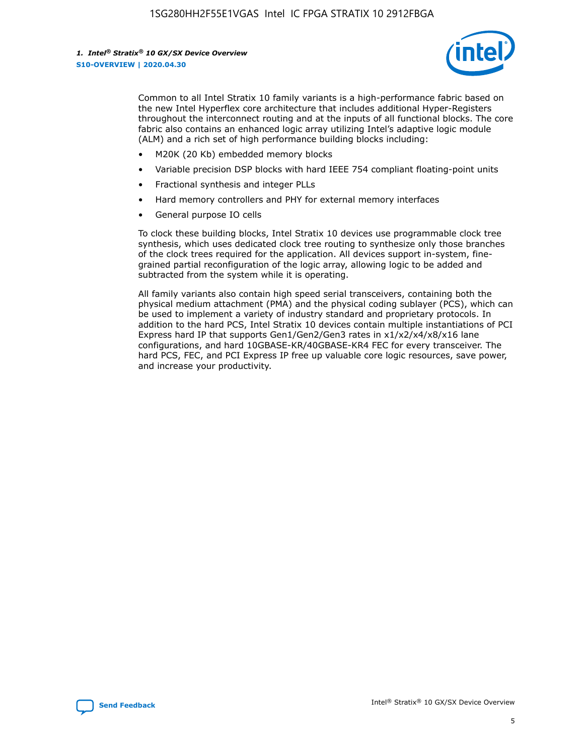Common to all Intel Stratix 10 family variants is a high-performance fabric based on the new Intel Hyperflex core architecture that includes additional Hyper-Registers throughout the interconnect routing and at the inputs of all functional blocks. The core fabric also contains an enhanced logic array utilizing Intel's adaptive logic module (ALM) and a rich set of high performance building blocks including:

- M20K (20 Kb) embedded memory blocks
- Variable precision DSP blocks with hard IEEE 754 compliant floating-point units
- Fractional synthesis and integer PLLs
- Hard memory controllers and PHY for external memory interfaces
- General purpose IO cells

To clock these building blocks, Intel Stratix 10 devices use programmable clock tree synthesis, which uses dedicated clock tree routing to synthesize only those branches of the clock trees required for the application. All devices support in-system, fine-grained partial reconfiguration of the logic array, allowing logic to be added and subtracted from the system while it is operating.

All family variants also contain high speed serial transceivers, containing both the physical medium attachment (PMA) and the physical coding sublayer (PCS), which can be used to implement a variety of industry standard and proprietary protocols. In addition to the hard PCS, Intel Stratix 10 devices contain multiple instantiations of PCI Express hard IP that supports Gen1/Gen2/Gen3 rates in x1/x2/x4/x8/x16 lane configurations, and hard 10GBASE-KR/40GBASE-KR4 FEC for every transceiver. The hard PCS, FEC, and PCI Express IP free up valuable core logic resources, save power, and increase your productivity.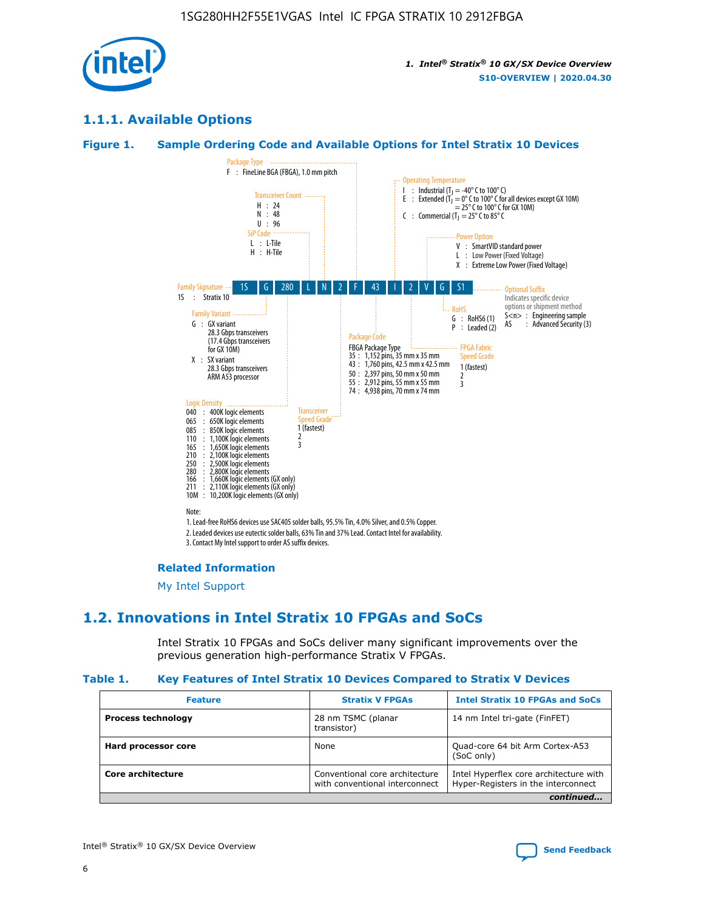## 1.1.1. Available Options

### Figure 1. Sample Ordering Code and Available Options for Intel Stratix 10 Devices

| 1S | G | 280 | L | N | 2 | F | 43 | I | 2 | V | G | S1 |
|---|---|---|---|---|---|---|---|---|---|---|---|---|

**Family Signature**
1S : Stratix 10

**Family Variant**
G : GX variant
28.3 Gbps transceivers
(17.4 Gbps transceivers for GX 10M)
X : SX variant
28.3 Gbps transceivers
ARM A53 processor

**Logic Density**
040 : 400K logic elements
065 : 650K logic elements
085 : 850K logic elements
110 : 1,100K logic elements
165 : 1,650K logic elements
210 : 2,100K logic elements
250 : 2,500K logic elements
280 : 2,800K logic elements
166 : 1,660K logic elements (GX only)
211 : 2,110K logic elements (GX only)
10M : 10,200K logic elements (GX only)

**SiP Code**
L : L-Tile
H : H-Tile

**Transceiver Count**
H : 24
N : 48
U : 96

**Transceiver Speed Grade**
1 (fastest)
2
3

**Package Type**
F : FineLine BGA (FBGA), 1.0 mm pitch

**Package Code**
FBGA Package Type
35 : 1,152 pins, 35 mm x 35 mm
43 : 1,760 pins, 42.5 mm x 42.5 mm
50 : 2,397 pins, 50 mm x 50 mm
55 : 2,912 pins, 55 mm x 55 mm
74 : 4,938 pins, 70 mm x 74 mm

**Operating Temperature**
I : Industrial ($T_J$ = -40° C to 100° C)
E : Extended ($T_J$ = 0° C to 100° C for all devices except GX 10M)
= 25° C to 100° C for GX 10M)
C : Commercial ($T_J$ = 25° C to 85° C

**FPGA Fabric Speed Grade**
1 (fastest)
2
3

**Power Option**
V : SmartVID standard power
L : Low Power (Fixed Voltage)
X : Extreme Low Power (Fixed Voltage)

**RoHS**
G : RoHS6 (1)
P : Leaded (2)

**Optional Suffix**
Indicates specific device options or shipment method
S<n> : Engineering sample
AS : Advanced Security (3)

Note:
1. Lead-free RoHS6 devices use SAC405 solder balls, 95.5% Tin, 4.0% Silver, and 0.5% Copper.
2. Leaded devices use eutectic solder balls, 63% Tin and 37% Lead. Contact Intel for availability.
3. Contact My Intel support to order AS suffix devices.

**Related Information**

My Intel Support

## 1.2. Innovations in Intel Stratix 10 FPGAs and SoCs

Intel Stratix 10 FPGAs and SoCs deliver many significant improvements over the previous generation high-performance Stratix V FPGAs.

### Table 1. Key Features of Intel Stratix 10 Devices Compared to Stratix V Devices

| Feature | Stratix V FPGAs | Intel Stratix 10 FPGAs and SoCs |
|---|---|---|
| **Process technology** | 28 nm TSMC (planar transistor) | 14 nm Intel tri-gate (FinFET) |
| **Hard processor core** | None | Quad-core 64 bit Arm Cortex-A53 (SoC only) |
| **Core architecture** | Conventional core architecture with conventional interconnect | Intel Hyperflex core architecture with Hyper-Registers in the interconnect |

*continued...*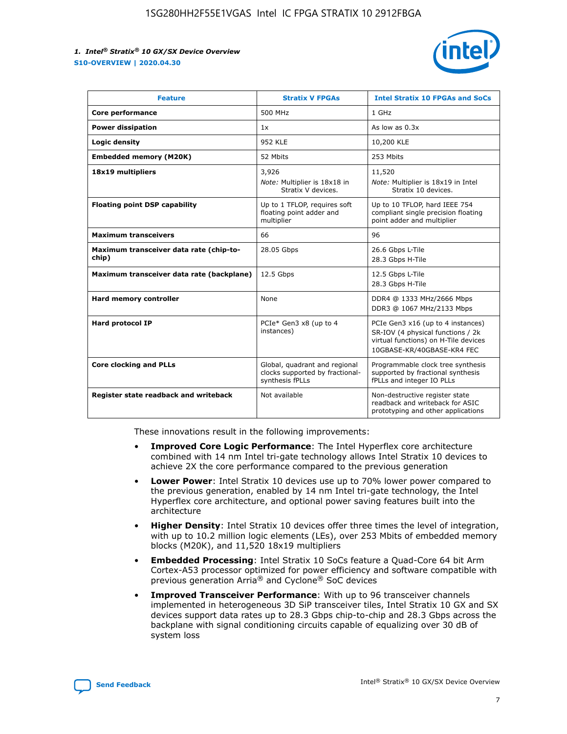| Feature | Stratix V FPGAs | Intel Stratix 10 FPGAs and SoCs |
| --- | --- | --- |
| **Core performance** | 500 MHz | 1 GHz |
| **Power dissipation** | 1x | As low as 0.3x |
| **Logic density** | 952 KLE | 10,200 KLE |
| **Embedded memory (M20K)** | 52 Mbits | 253 Mbits |
| **18x19 multipliers** | 3,926<br>*Note:* Multiplier is 18x18 in Stratix V devices. | 11,520<br>*Note:* Multiplier is 18x19 in Intel Stratix 10 devices. |
| **Floating point DSP capability** | Up to 1 TFLOP, requires soft floating point adder and multiplier | Up to 10 TFLOP, hard IEEE 754 compliant single precision floating point adder and multiplier |
| **Maximum transceivers** | 66 | 96 |
| **Maximum transceiver data rate (chip-to-chip)** | 28.05 Gbps | 26.6 Gbps L-Tile<br>28.3 Gbps H-Tile |
| **Maximum transceiver data rate (backplane)** | 12.5 Gbps | 12.5 Gbps L-Tile<br>28.3 Gbps H-Tile |
| **Hard memory controller** | None | DDR4 @ 1333 MHz/2666 Mbps<br>DDR3 @ 1067 MHz/2133 Mbps |
| **Hard protocol IP** | PCIe* Gen3 x8 (up to 4 instances) | PCIe Gen3 x16 (up to 4 instances)<br>SR-IOV (4 physical functions / 2k virtual functions) on H-Tile devices<br>10GBASE-KR/40GBASE-KR4 FEC |
| **Core clocking and PLLs** | Global, quadrant and regional clocks supported by fractional-synthesis fPLLs | Programmable clock tree synthesis supported by fractional synthesis fPLLs and integer IO PLLs |
| **Register state readback and writeback** | Not available | Non-destructive register state readback and writeback for ASIC prototyping and other applications |

These innovations result in the following improvements:

- **Improved Core Logic Performance**: The Intel Hyperflex core architecture combined with 14 nm Intel tri-gate technology allows Intel Stratix 10 devices to achieve 2X the core performance compared to the previous generation
- **Lower Power**: Intel Stratix 10 devices use up to 70% lower power compared to the previous generation, enabled by 14 nm Intel tri-gate technology, the Intel Hyperflex core architecture, and optional power saving features built into the architecture
- **Higher Density**: Intel Stratix 10 devices offer three times the level of integration, with up to 10.2 million logic elements (LEs), over 253 Mbits of embedded memory blocks (M20K), and 11,520 18x19 multipliers
- **Embedded Processing**: Intel Stratix 10 SoCs feature a Quad-Core 64 bit Arm Cortex-A53 processor optimized for power efficiency and software compatible with previous generation Arria® and Cyclone® SoC devices
- **Improved Transceiver Performance**: With up to 96 transceiver channels implemented in heterogeneous 3D SiP transceiver tiles, Intel Stratix 10 GX and SX devices support data rates up to 28.3 Gbps chip-to-chip and 28.3 Gbps across the backplane with signal conditioning circuits capable of equalizing over 30 dB of system loss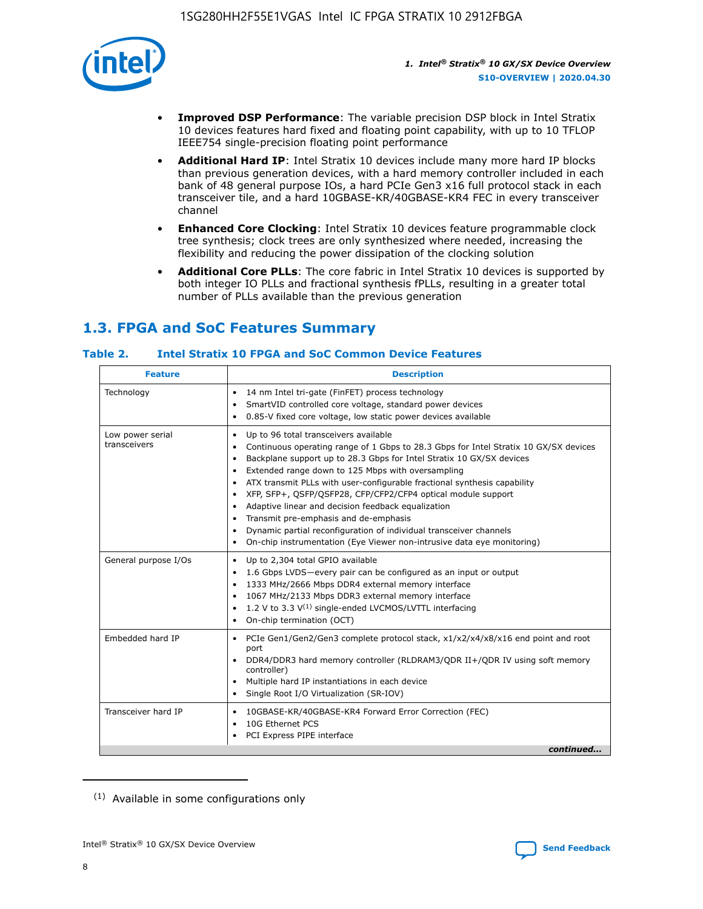- **Improved DSP Performance**: The variable precision DSP block in Intel Stratix 10 devices features hard fixed and floating point capability, with up to 10 TFLOP IEEE754 single-precision floating point performance
- **Additional Hard IP**: Intel Stratix 10 devices include many more hard IP blocks than previous generation devices, with a hard memory controller included in each bank of 48 general purpose IOs, a hard PCIe Gen3 x16 full protocol stack in each transceiver tile, and a hard 10GBASE-KR/40GBASE-KR4 FEC in every transceiver channel
- **Enhanced Core Clocking**: Intel Stratix 10 devices feature programmable clock tree synthesis; clock trees are only synthesized where needed, increasing the flexibility and reducing the power dissipation of the clocking solution
- **Additional Core PLLs**: The core fabric in Intel Stratix 10 devices is supported by both integer IO PLLs and fractional synthesis fPLLs, resulting in a greater total number of PLLs available than the previous generation

## 1.3. FPGA and SoC Features Summary

### Table 2. Intel Stratix 10 FPGA and SoC Common Device Features

| Feature | Description |
|---|---|
| Technology | • 14 nm Intel tri-gate (FinFET) process technology<br>• SmartVID controlled core voltage, standard power devices<br>• 0.85-V fixed core voltage, low static power devices available |
| Low power serial transceivers | • Up to 96 total transceivers available<br>• Continuous operating range of 1 Gbps to 28.3 Gbps for Intel Stratix 10 GX/SX devices<br>• Backplane support up to 28.3 Gbps for Intel Stratix 10 GX/SX devices<br>• Extended range down to 125 Mbps with oversampling<br>• ATX transmit PLLs with user-configurable fractional synthesis capability<br>• XFP, SFP+, QSFP/QSFP28, CFP/CFP2/CFP4 optical module support<br>• Adaptive linear and decision feedback equalization<br>• Transmit pre-emphasis and de-emphasis<br>• Dynamic partial reconfiguration of individual transceiver channels<br>• On-chip instrumentation (Eye Viewer non-intrusive data eye monitoring) |
| General purpose I/Os | • Up to 2,304 total GPIO available<br>• 1.6 Gbps LVDS—every pair can be configured as an input or output<br>• 1333 MHz/2666 Mbps DDR4 external memory interface<br>• 1067 MHz/2133 Mbps DDR3 external memory interface<br>• 1.2 V to 3.3 V[(1)] single-ended LVCMOS/LVTTL interfacing<br>• On-chip termination (OCT) |
| Embedded hard IP | • PCIe Gen1/Gen2/Gen3 complete protocol stack, x1/x2/x4/x8/x16 end point and root port<br>• DDR4/DDR3 hard memory controller (RLDRAM3/QDR II+/QDR IV using soft memory controller)<br>• Multiple hard IP instantiations in each device<br>• Single Root I/O Virtualization (SR-IOV) |
| Transceiver hard IP | • 10GBASE-KR/40GBASE-KR4 Forward Error Correction (FEC)<br>• 10G Ethernet PCS<br>• PCI Express PIPE interface |

*continued...*

(1) Available in some configurations only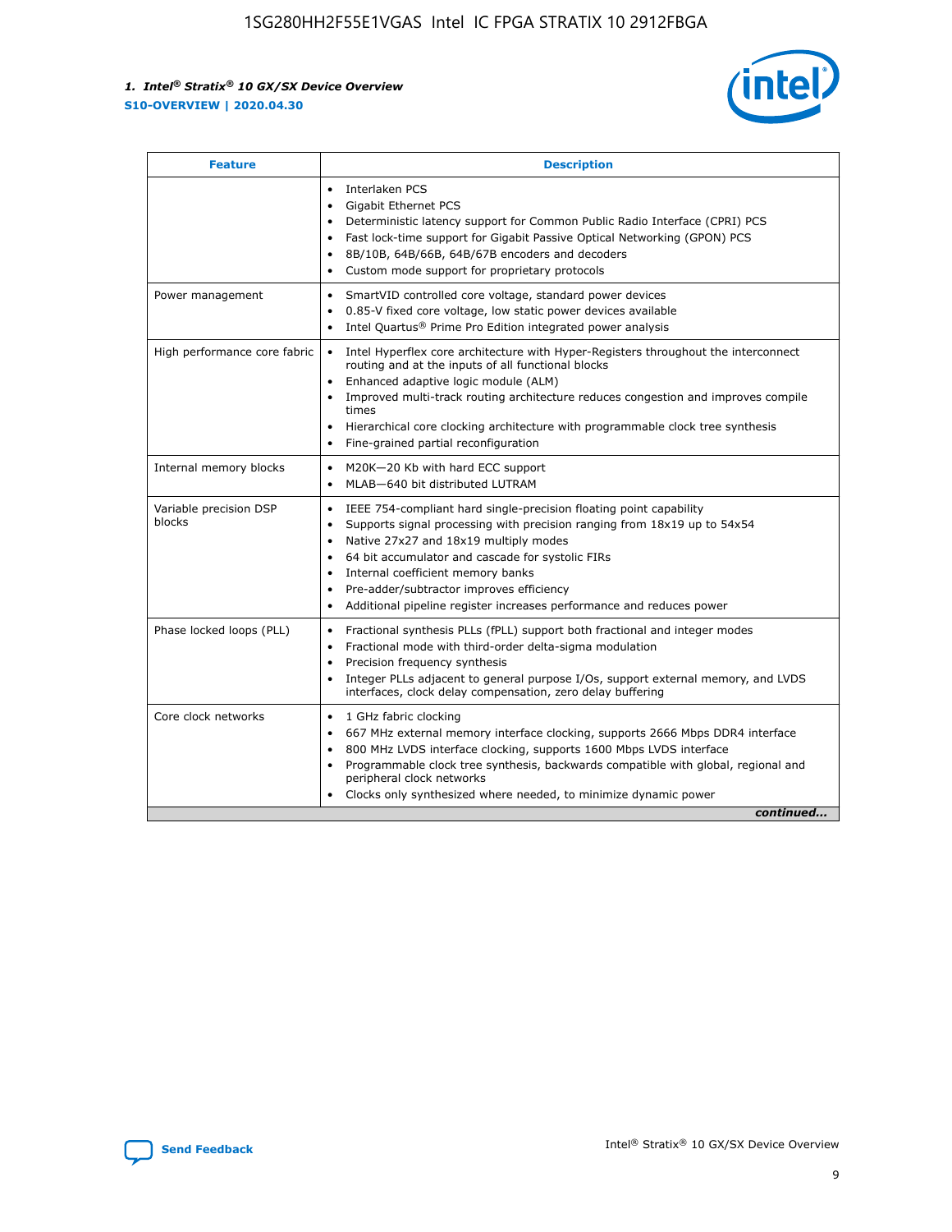| Feature | Description |
| --- | --- |
| | • Interlaken PCS<br>• Gigabit Ethernet PCS<br>• Deterministic latency support for Common Public Radio Interface (CPRI) PCS<br>• Fast lock-time support for Gigabit Passive Optical Networking (GPON) PCS<br>• 8B/10B, 64B/66B, 64B/67B encoders and decoders<br>• Custom mode support for proprietary protocols |
| Power management | • SmartVID controlled core voltage, standard power devices<br>• 0.85-V fixed core voltage, low static power devices available<br>• Intel Quartus® Prime Pro Edition integrated power analysis |
| High performance core fabric | • Intel Hyperflex core architecture with Hyper-Registers throughout the interconnect routing and at the inputs of all functional blocks<br>• Enhanced adaptive logic module (ALM)<br>• Improved multi-track routing architecture reduces congestion and improves compile times<br>• Hierarchical core clocking architecture with programmable clock tree synthesis<br>• Fine-grained partial reconfiguration |
| Internal memory blocks | • M20K—20 Kb with hard ECC support<br>• MLAB—640 bit distributed LUTRAM |
| Variable precision DSP blocks | • IEEE 754-compliant hard single-precision floating point capability<br>• Supports signal processing with precision ranging from 18x19 up to 54x54<br>• Native 27x27 and 18x19 multiply modes<br>• 64 bit accumulator and cascade for systolic FIRs<br>• Internal coefficient memory banks<br>• Pre-adder/subtractor improves efficiency<br>• Additional pipeline register increases performance and reduces power |
| Phase locked loops (PLL) | • Fractional synthesis PLLs (fPLL) support both fractional and integer modes<br>• Fractional mode with third-order delta-sigma modulation<br>• Precision frequency synthesis<br>• Integer PLLs adjacent to general purpose I/Os, support external memory, and LVDS interfaces, clock delay compensation, zero delay buffering |
| Core clock networks | • 1 GHz fabric clocking<br>• 667 MHz external memory interface clocking, supports 2666 Mbps DDR4 interface<br>• 800 MHz LVDS interface clocking, supports 1600 Mbps LVDS interface<br>• Programmable clock tree synthesis, backwards compatible with global, regional and peripheral clock networks<br>• Clocks only synthesized where needed, to minimize dynamic power |

*continued...*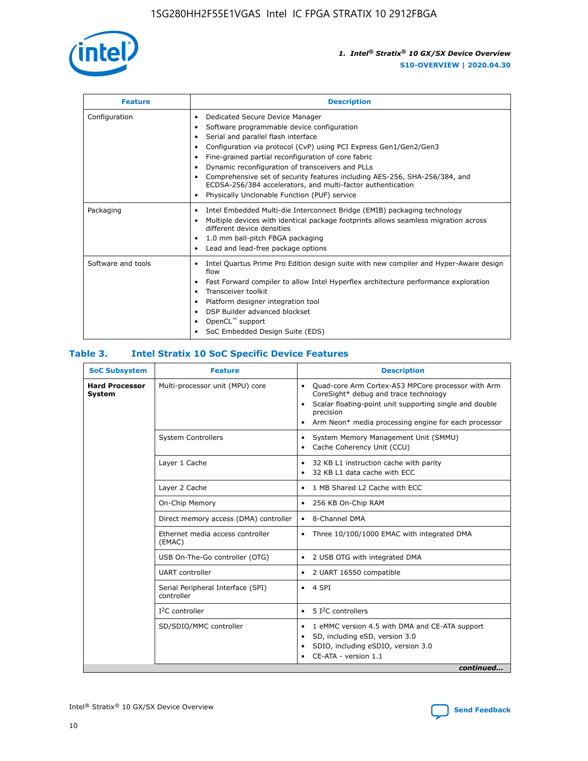| Feature | Description |
| --- | --- |
| Configuration | • Dedicated Secure Device Manager<br>• Software programmable device configuration<br>• Serial and parallel flash interface<br>• Configuration via protocol (CvP) using PCI Express Gen1/Gen2/Gen3<br>• Fine-grained partial reconfiguration of core fabric<br>• Dynamic reconfiguration of transceivers and PLLs<br>• Comprehensive set of security features including AES-256, SHA-256/384, and ECDSA-256/384 accelerators, and multi-factor authentication<br>• Physically Unclonable Function (PUF) service |
| Packaging | • Intel Embedded Multi-die Interconnect Bridge (EMIB) packaging technology<br>• Multiple devices with identical package footprints allows seamless migration across different device densities<br>• 1.0 mm ball-pitch FBGA packaging<br>• Lead and lead-free package options |
| Software and tools | • Intel Quartus Prime Pro Edition design suite with new compiler and Hyper-Aware design flow<br>• Fast Forward compiler to allow Intel Hyperflex architecture performance exploration<br>• Transceiver toolkit<br>• Platform designer integration tool<br>• DSP Builder advanced blockset<br>• OpenCL™ support<br>• SoC Embedded Design Suite (EDS) |

## Table 3. Intel Stratix 10 SoC Specific Device Features

| SoC Subsystem | Feature | Description |
| --- | --- | --- |
| **Hard Processor System** | Multi-processor unit (MPU) core | • Quad-core Arm Cortex-A53 MPCore processor with Arm CoreSight* debug and trace technology<br>• Scalar floating-point unit supporting single and double precision<br>• Arm Neon* media processing engine for each processor |
| | System Controllers | • System Memory Management Unit (SMMU)<br>• Cache Coherency Unit (CCU) |
| | Layer 1 Cache | • 32 KB L1 instruction cache with parity<br>• 32 KB L1 data cache with ECC |
| | Layer 2 Cache | • 1 MB Shared L2 Cache with ECC |
| | On-Chip Memory | • 256 KB On-Chip RAM |
| | Direct memory access (DMA) controller | • 8-Channel DMA |
| | Ethernet media access controller (EMAC) | • Three 10/100/1000 EMAC with integrated DMA |
| | USB On-The-Go controller (OTG) | • 2 USB OTG with integrated DMA |
| | UART controller | • 2 UART 16550 compatible |
| | Serial Peripheral Interface (SPI) controller | • 4 SPI |
| | I²C controller | • 5 I²C controllers |
| | SD/SDIO/MMC controller | • 1 eMMC version 4.5 with DMA and CE-ATA support<br>• SD, including eSD, version 3.0<br>• SDIO, including eSDIO, version 3.0<br>• CE-ATA - version 1.1 |

*continued...*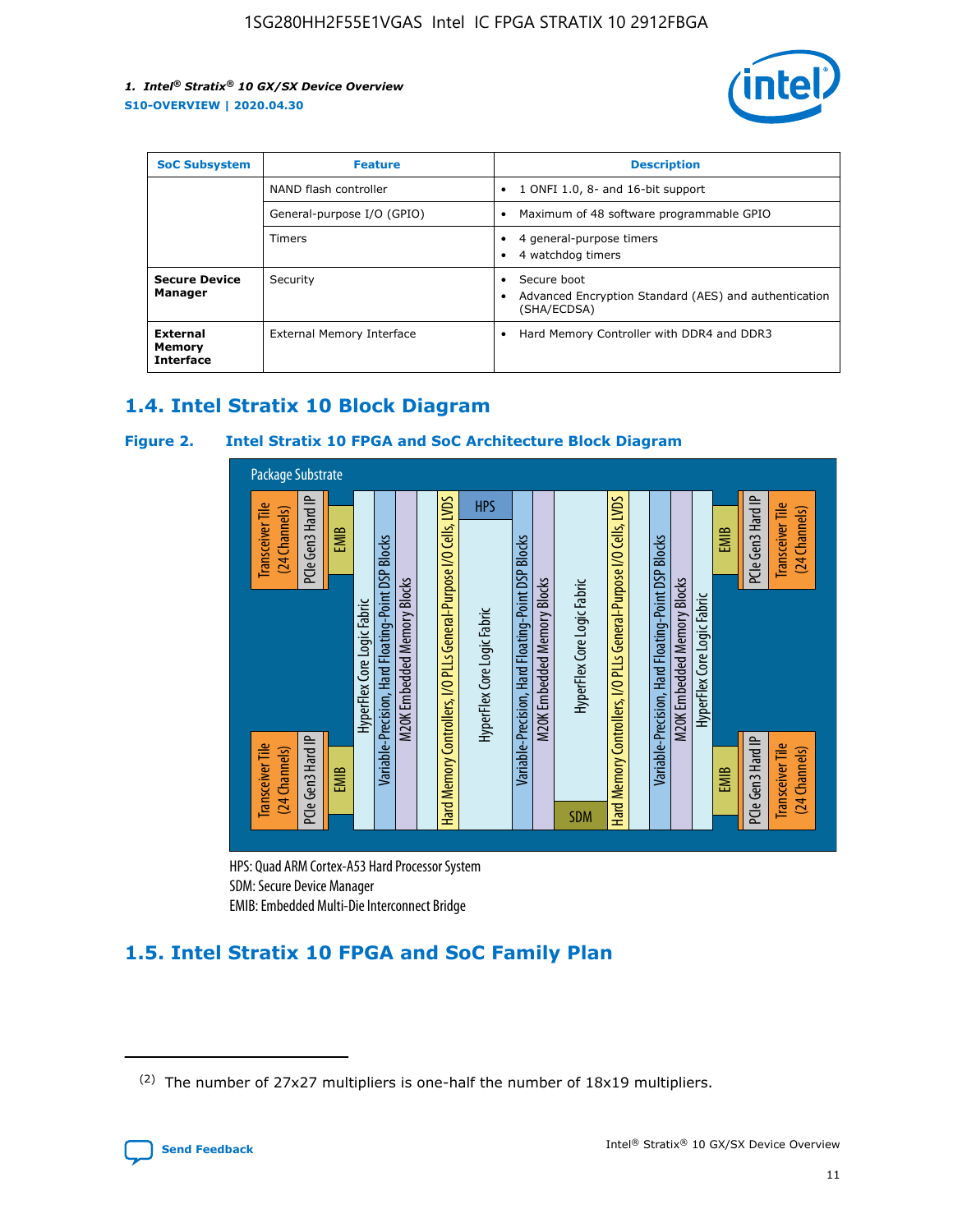| SoC Subsystem | Feature | Description |
| --- | --- | --- |
| | NAND flash controller | • 1 ONFI 1.0, 8- and 16-bit support |
| | General-purpose I/O (GPIO) | • Maximum of 48 software programmable GPIO |
| | Timers | • 4 general-purpose timers<br>• 4 watchdog timers |
| **Secure Device Manager** | Security | • Secure boot<br>• Advanced Encryption Standard (AES) and authentication (SHA/ECDSA) |
| **External Memory Interface** | External Memory Interface | • Hard Memory Controller with DDR4 and DDR3 |

## 1.4. Intel Stratix 10 Block Diagram

**Figure 2. Intel Stratix 10 FPGA and SoC Architecture Block Diagram**

Package Substrate

Transceiver Tile (24 Channels) | PCIe Gen3 Hard IP | EMIB | HyperFlex Core Logic Fabric | Variable-Precision, Hard Floating-Point DSP Blocks | M20K Embedded Memory Blocks | Hard Memory Controllers, I/O PLLs General-Purpose I/O Cells, LVDS | HPS | HyperFlex Core Logic Fabric | Variable-Precision, Hard Floating-Point DSP Blocks | M20K Embedded Memory Blocks | HyperFlex Core Logic Fabric | SDM | Hard Memory Controllers, I/O PLLs General-Purpose I/O Cells, LVDS | Variable-Precision, Hard Floating-Point DSP Blocks | M20K Embedded Memory Blocks | HyperFlex Core Logic Fabric | EMIB | PCIe Gen3 Hard IP | Transceiver Tile (24 Channels)

HPS: Quad ARM Cortex-A53 Hard Processor System
SDM: Secure Device Manager
EMIB: Embedded Multi-Die Interconnect Bridge

## 1.5. Intel Stratix 10 FPGA and SoC Family Plan

(2) The number of 27x27 multipliers is one-half the number of 18x19 multipliers.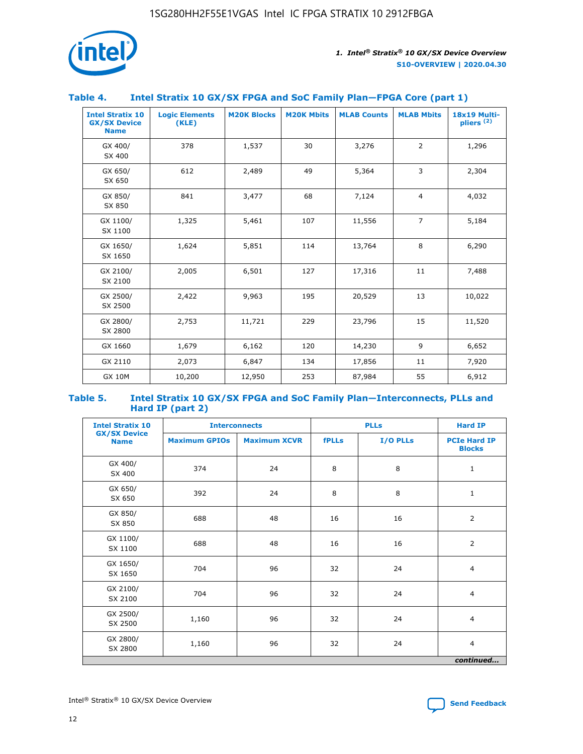## Table 4. Intel Stratix 10 GX/SX FPGA and SoC Family Plan—FPGA Core (part 1)

| Intel Stratix 10 GX/SX Device Name | Logic Elements (KLE) | M20K Blocks | M20K Mbits | MLAB Counts | MLAB Mbits | 18x19 Multi-pliers (2) |
|---|---|---|---|---|---|---|
| GX 400/ SX 400 | 378 | 1,537 | 30 | 3,276 | 2 | 1,296 |
| GX 650/ SX 650 | 612 | 2,489 | 49 | 5,364 | 3 | 2,304 |
| GX 850/ SX 850 | 841 | 3,477 | 68 | 7,124 | 4 | 4,032 |
| GX 1100/ SX 1100 | 1,325 | 5,461 | 107 | 11,556 | 7 | 5,184 |
| GX 1650/ SX 1650 | 1,624 | 5,851 | 114 | 13,764 | 8 | 6,290 |
| GX 2100/ SX 2100 | 2,005 | 6,501 | 127 | 17,316 | 11 | 7,488 |
| GX 2500/ SX 2500 | 2,422 | 9,963 | 195 | 20,529 | 13 | 10,022 |
| GX 2800/ SX 2800 | 2,753 | 11,721 | 229 | 23,796 | 15 | 11,520 |
| GX 1660 | 1,679 | 6,162 | 120 | 14,230 | 9 | 6,652 |
| GX 2110 | 2,073 | 6,847 | 134 | 17,856 | 11 | 7,920 |
| GX 10M | 10,200 | 12,950 | 253 | 87,984 | 55 | 6,912 |

## Table 5. Intel Stratix 10 GX/SX FPGA and SoC Family Plan—Interconnects, PLLs and Hard IP (part 2)

| Intel Stratix 10 GX/SX Device Name | Interconnects | | PLLs | | Hard IP |
|---|---|---|---|---|---|
| | Maximum GPIOs | Maximum XCVR | fPLLs | I/O PLLs | PCIe Hard IP Blocks |
| GX 400/ SX 400 | 374 | 24 | 8 | 8 | 1 |
| GX 650/ SX 650 | 392 | 24 | 8 | 8 | 1 |
| GX 850/ SX 850 | 688 | 48 | 16 | 16 | 2 |
| GX 1100/ SX 1100 | 688 | 48 | 16 | 16 | 2 |
| GX 1650/ SX 1650 | 704 | 96 | 32 | 24 | 4 |
| GX 2100/ SX 2100 | 704 | 96 | 32 | 24 | 4 |
| GX 2500/ SX 2500 | 1,160 | 96 | 32 | 24 | 4 |
| GX 2800/ SX 2800 | 1,160 | 96 | 32 | 24 | 4 |

*continued...*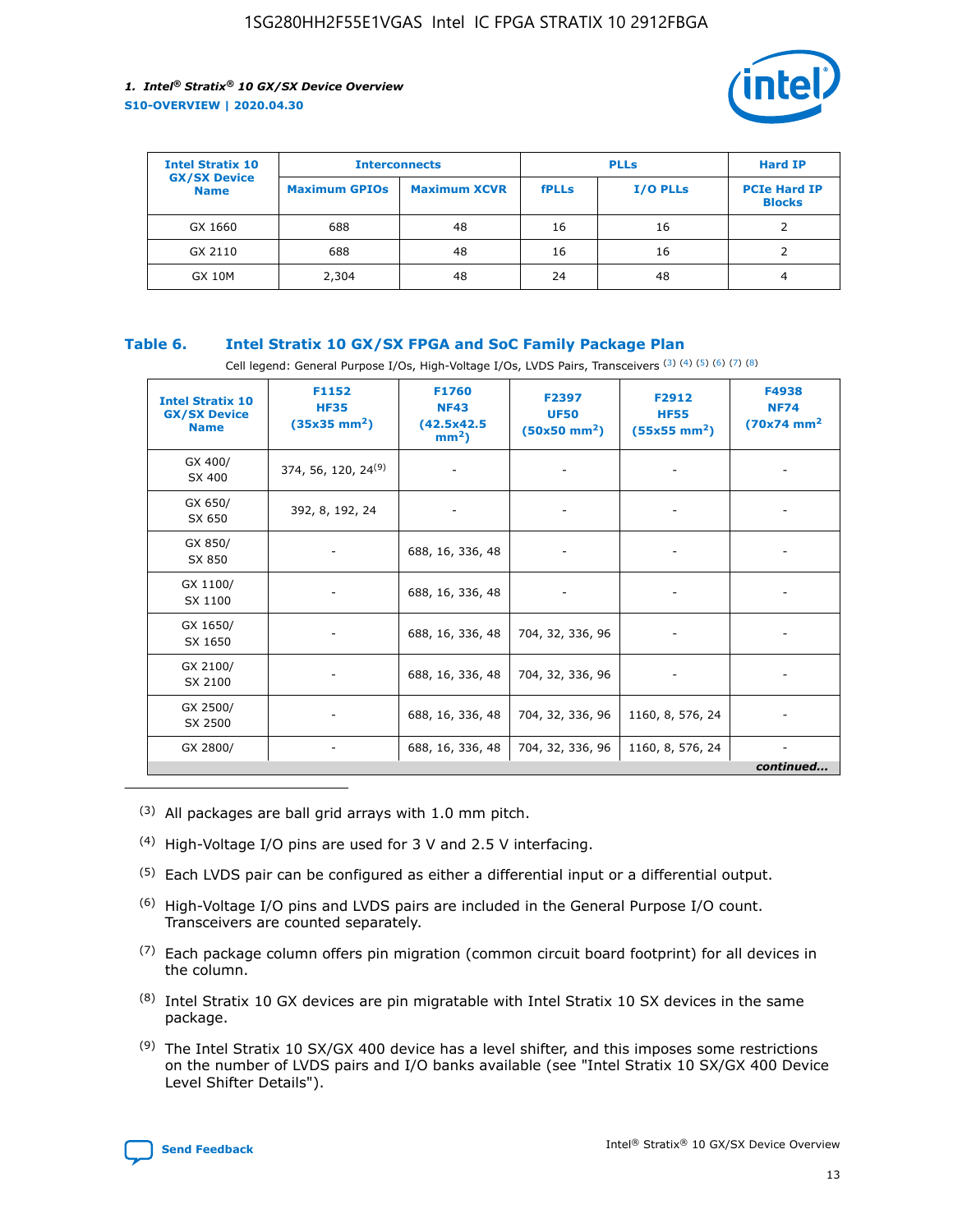| Intel Stratix 10 GX/SX Device Name | Interconnects | | PLLs | | Hard IP |
|---|---|---|---|---|---|
| | Maximum GPIOs | Maximum XCVR | fPLLs | I/O PLLs | PCIe Hard IP Blocks |
| GX 1660 | 688 | 48 | 16 | 16 | 2 |
| GX 2110 | 688 | 48 | 16 | 16 | 2 |
| GX 10M | 2,304 | 48 | 24 | 48 | 4 |

### Table 6. Intel Stratix 10 GX/SX FPGA and SoC Family Package Plan

Cell legend: General Purpose I/Os, High-Voltage I/Os, LVDS Pairs, Transceivers (3) (4) (5) (6) (7) (8)

| Intel Stratix 10 GX/SX Device Name | F1152 HF35 (35x35 mm²) | F1760 NF43 (42.5x42.5 mm²) | F2397 UF50 (50x50 mm²) | F2912 HF55 (55x55 mm²) | F4938 NF74 (70x74 mm² |
|---|---|---|---|---|---|
| GX 400/ SX 400 | 374, 56, 120, 24(9) | - | - | - | - |
| GX 650/ SX 650 | 392, 8, 192, 24 | - | - | - | - |
| GX 850/ SX 850 | - | 688, 16, 336, 48 | - | - | - |
| GX 1100/ SX 1100 | - | 688, 16, 336, 48 | - | - | - |
| GX 1650/ SX 1650 | - | 688, 16, 336, 48 | 704, 32, 336, 96 | - | - |
| GX 2100/ SX 2100 | - | 688, 16, 336, 48 | 704, 32, 336, 96 | - | - |
| GX 2500/ SX 2500 | - | 688, 16, 336, 48 | 704, 32, 336, 96 | 1160, 8, 576, 24 | - |
| GX 2800/ | - | 688, 16, 336, 48 | 704, 32, 336, 96 | 1160, 8, 576, 24 | - |

*continued...*

(3) All packages are ball grid arrays with 1.0 mm pitch.

(4) High-Voltage I/O pins are used for 3 V and 2.5 V interfacing.

(5) Each LVDS pair can be configured as either a differential input or a differential output.

(6) High-Voltage I/O pins and LVDS pairs are included in the General Purpose I/O count. Transceivers are counted separately.

(7) Each package column offers pin migration (common circuit board footprint) for all devices in the column.

(8) Intel Stratix 10 GX devices are pin migratable with Intel Stratix 10 SX devices in the same package.

(9) The Intel Stratix 10 SX/GX 400 device has a level shifter, and this imposes some restrictions on the number of LVDS pairs and I/O banks available (see "Intel Stratix 10 SX/GX 400 Device Level Shifter Details").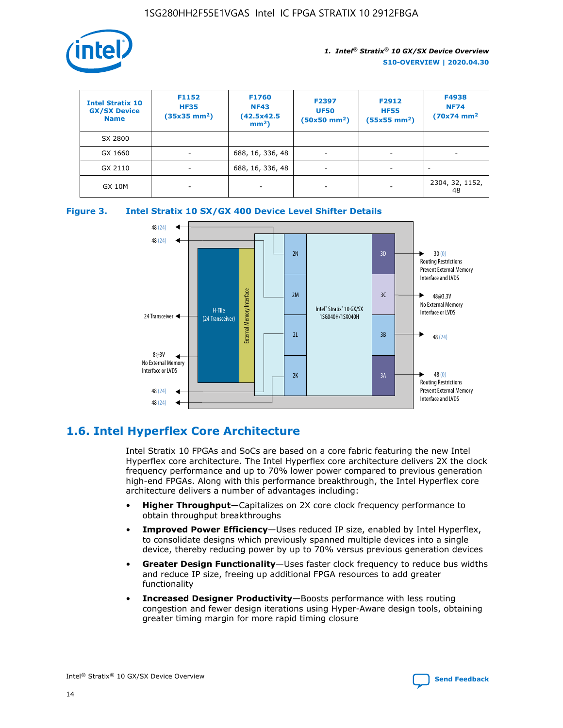| Intel Stratix 10 GX/SX Device Name | F1152 HF35 (35x35 mm²) | F1760 NF43 (42.5x42.5 mm²) | F2397 UF50 (50x50 mm²) | F2912 HF55 (55x55 mm²) | F4938 NF74 (70x74 mm² |
| --- | --- | --- | --- | --- | --- |
| SX 2800 | | | | | |
| GX 1660 | - | 688, 16, 336, 48 | - | - | - |
| GX 2110 | - | 688, 16, 336, 48 | - | - | - |
| GX 10M | - | - | - | - | 2304, 32, 1152, 48 |

**Figure 3. Intel Stratix 10 SX/GX 400 Device Level Shifter Details**

## 1.6. Intel Hyperflex Core Architecture

Intel Stratix 10 FPGAs and SoCs are based on a core fabric featuring the new Intel Hyperflex core architecture. The Intel Hyperflex core architecture delivers 2X the clock frequency performance and up to 70% lower power compared to previous generation high-end FPGAs. Along with this performance breakthrough, the Intel Hyperflex core architecture delivers a number of advantages including:

- **Higher Throughput**—Capitalizes on 2X core clock frequency performance to obtain throughput breakthroughs
- **Improved Power Efficiency**—Uses reduced IP size, enabled by Intel Hyperflex, to consolidate designs which previously spanned multiple devices into a single device, thereby reducing power by up to 70% versus previous generation devices
- **Greater Design Functionality**—Uses faster clock frequency to reduce bus widths and reduce IP size, freeing up additional FPGA resources to add greater functionality
- **Increased Designer Productivity**—Boosts performance with less routing congestion and fewer design iterations using Hyper-Aware design tools, obtaining greater timing margin for more rapid timing closure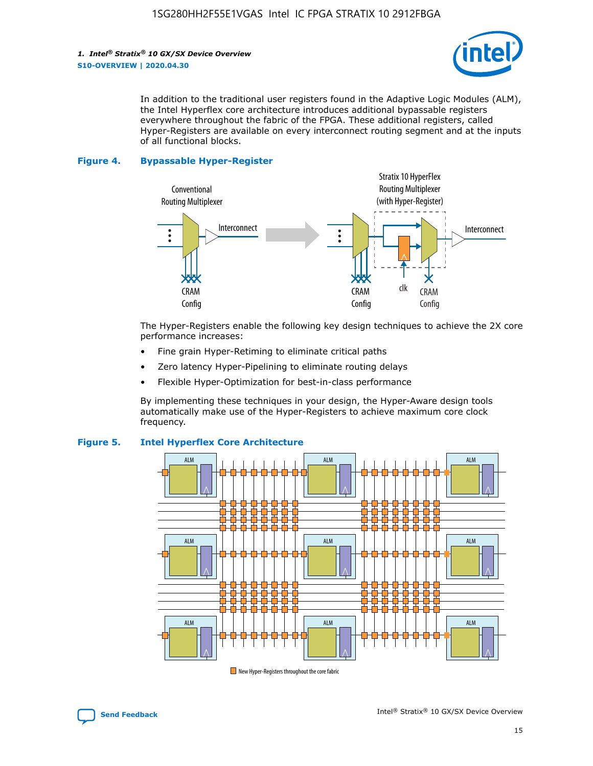In addition to the traditional user registers found in the Adaptive Logic Modules (ALM), the Intel Hyperflex core architecture introduces additional bypassable registers everywhere throughout the fabric of the FPGA. These additional registers, called Hyper-Registers are available on every interconnect routing segment and at the inputs of all functional blocks.

**Figure 4. Bypassable Hyper-Register**

The Hyper-Registers enable the following key design techniques to achieve the 2X core performance increases:

- Fine grain Hyper-Retiming to eliminate critical paths
- Zero latency Hyper-Pipelining to eliminate routing delays
- Flexible Hyper-Optimization for best-in-class performance

By implementing these techniques in your design, the Hyper-Aware design tools automatically make use of the Hyper-Registers to achieve maximum core clock frequency.

**Figure 5. Intel Hyperflex Core Architecture**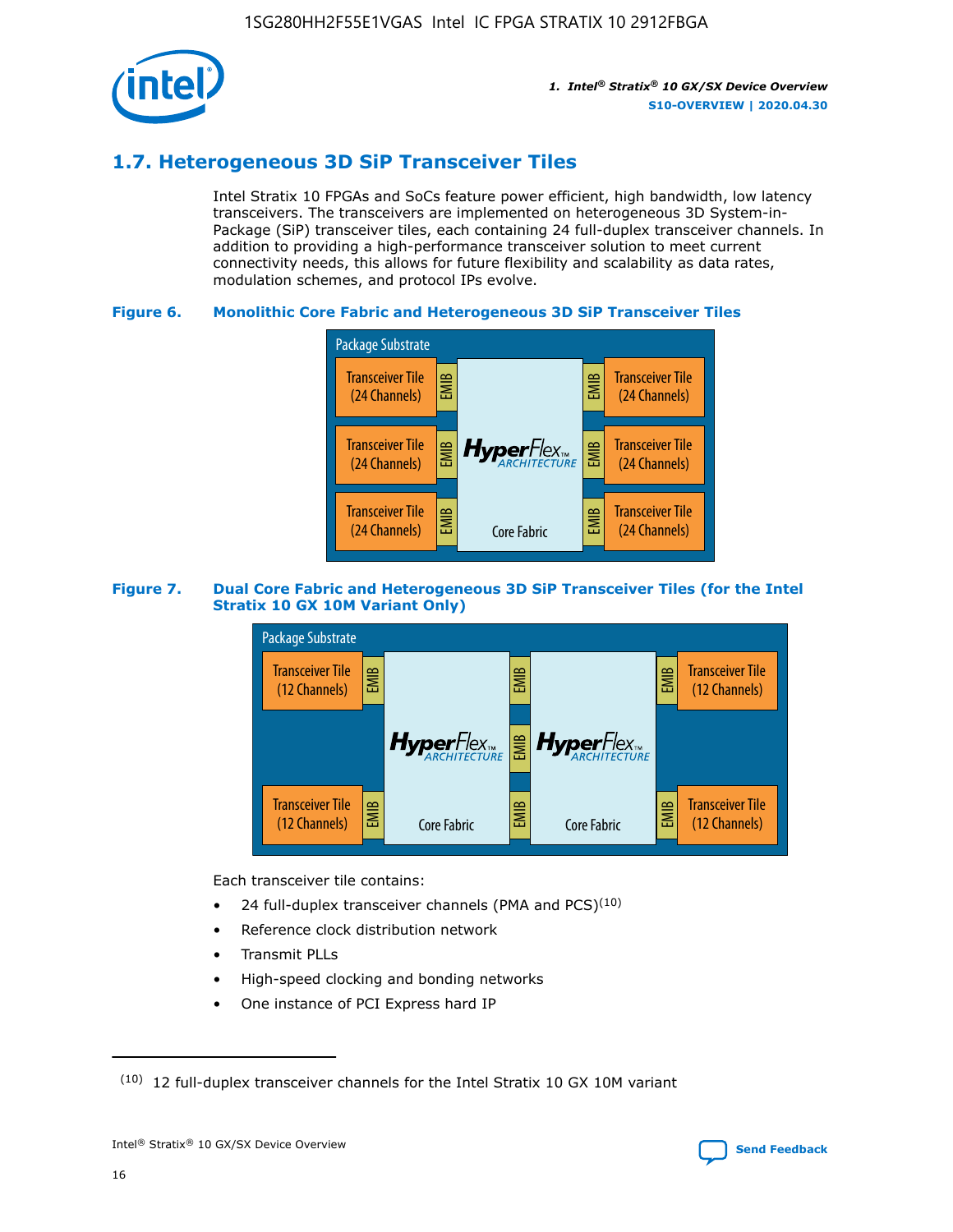## 1.7. Heterogeneous 3D SiP Transceiver Tiles

Intel Stratix 10 FPGAs and SoCs feature power efficient, high bandwidth, low latency transceivers. The transceivers are implemented on heterogeneous 3D System-in-Package (SiP) transceiver tiles, each containing 24 full-duplex transceiver channels. In addition to providing a high-performance transceiver solution to meet current connectivity needs, this allows for future flexibility and scalability as data rates, modulation schemes, and protocol IPs evolve.

**Figure 6. Monolithic Core Fabric and Heterogeneous 3D SiP Transceiver Tiles**

Package Substrate

Transceiver Tile (24 Channels) | EMIB | HyperFlex ARCHITECTURE Core Fabric | EMIB | Transceiver Tile (24 Channels)

Transceiver Tile (24 Channels) | EMIB | | EMIB | Transceiver Tile (24 Channels)

Transceiver Tile (24 Channels) | EMIB | | EMIB | Transceiver Tile (24 Channels)

**Figure 7. Dual Core Fabric and Heterogeneous 3D SiP Transceiver Tiles (for the Intel Stratix 10 GX 10M Variant Only)**

Package Substrate

Transceiver Tile (12 Channels) | EMIB | HyperFlex ARCHITECTURE Core Fabric | EMIB | HyperFlex ARCHITECTURE Core Fabric | EMIB | Transceiver Tile (12 Channels)

Transceiver Tile (12 Channels) | EMIB | | EMIB | | EMIB | Transceiver Tile (12 Channels)

Each transceiver tile contains:

- 24 full-duplex transceiver channels (PMA and PCS)[10]
- Reference clock distribution network
- Transmit PLLs
- High-speed clocking and bonding networks
- One instance of PCI Express hard IP

(10) 12 full-duplex transceiver channels for the Intel Stratix 10 GX 10M variant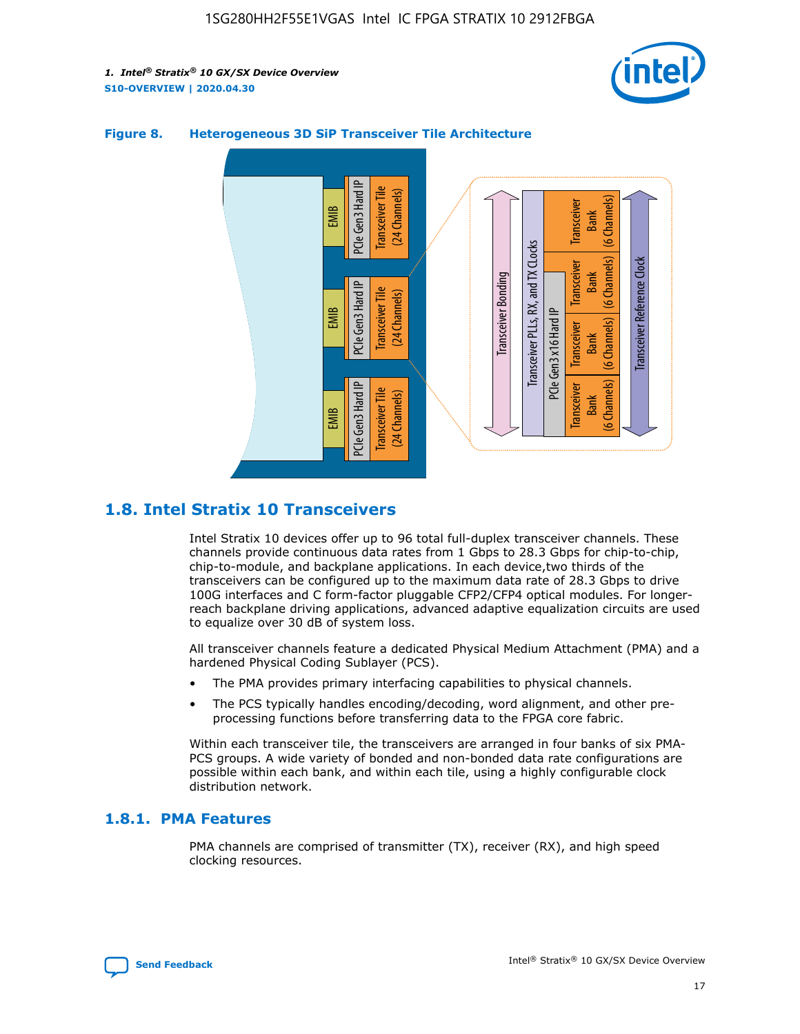**Figure 8. Heterogeneous 3D SiP Transceiver Tile Architecture**

## 1.8. Intel Stratix 10 Transceivers

Intel Stratix 10 devices offer up to 96 total full-duplex transceiver channels. These channels provide continuous data rates from 1 Gbps to 28.3 Gbps for chip-to-chip, chip-to-module, and backplane applications. In each device,two thirds of the transceivers can be configured up to the maximum data rate of 28.3 Gbps to drive 100G interfaces and C form-factor pluggable CFP2/CFP4 optical modules. For longer-reach backplane driving applications, advanced adaptive equalization circuits are used to equalize over 30 dB of system loss.

All transceiver channels feature a dedicated Physical Medium Attachment (PMA) and a hardened Physical Coding Sublayer (PCS).

- The PMA provides primary interfacing capabilities to physical channels.
- The PCS typically handles encoding/decoding, word alignment, and other pre-processing functions before transferring data to the FPGA core fabric.

Within each transceiver tile, the transceivers are arranged in four banks of six PMA-PCS groups. A wide variety of bonded and non-bonded data rate configurations are possible within each bank, and within each tile, using a highly configurable clock distribution network.

### 1.8.1. PMA Features

PMA channels are comprised of transmitter (TX), receiver (RX), and high speed clocking resources.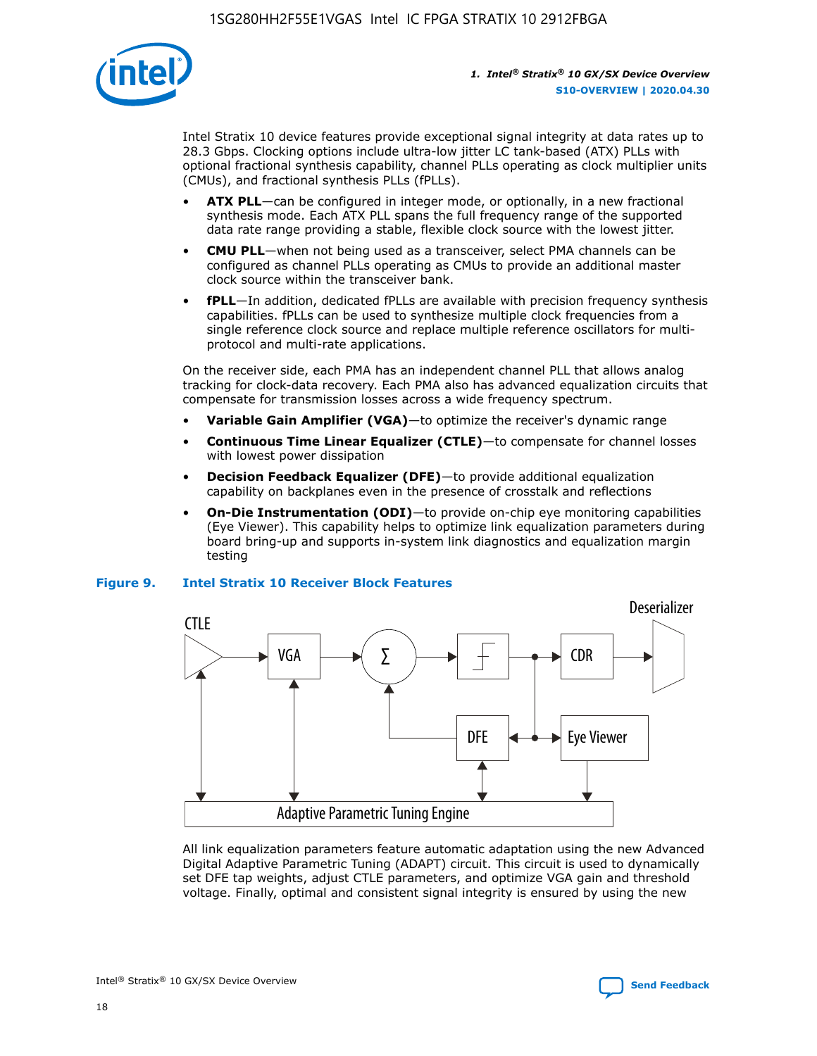Intel Stratix 10 device features provide exceptional signal integrity at data rates up to 28.3 Gbps. Clocking options include ultra-low jitter LC tank-based (ATX) PLLs with optional fractional synthesis capability, channel PLLs operating as clock multiplier units (CMUs), and fractional synthesis PLLs (fPLLs).

- **ATX PLL**—can be configured in integer mode, or optionally, in a new fractional synthesis mode. Each ATX PLL spans the full frequency range of the supported data rate range providing a stable, flexible clock source with the lowest jitter.
- **CMU PLL**—when not being used as a transceiver, select PMA channels can be configured as channel PLLs operating as CMUs to provide an additional master clock source within the transceiver bank.
- **fPLL**—In addition, dedicated fPLLs are available with precision frequency synthesis capabilities. fPLLs can be used to synthesize multiple clock frequencies from a single reference clock source and replace multiple reference oscillators for multi-protocol and multi-rate applications.

On the receiver side, each PMA has an independent channel PLL that allows analog tracking for clock-data recovery. Each PMA also has advanced equalization circuits that compensate for transmission losses across a wide frequency spectrum.

- **Variable Gain Amplifier (VGA)**—to optimize the receiver's dynamic range
- **Continuous Time Linear Equalizer (CTLE)**—to compensate for channel losses with lowest power dissipation
- **Decision Feedback Equalizer (DFE)**—to provide additional equalization capability on backplanes even in the presence of crosstalk and reflections
- **On-Die Instrumentation (ODI)**—to provide on-chip eye monitoring capabilities (Eye Viewer). This capability helps to optimize link equalization parameters during board bring-up and supports in-system link diagnostics and equalization margin testing

**Figure 9. Intel Stratix 10 Receiver Block Features**

All link equalization parameters feature automatic adaptation using the new Advanced Digital Adaptive Parametric Tuning (ADAPT) circuit. This circuit is used to dynamically set DFE tap weights, adjust CTLE parameters, and optimize VGA gain and threshold voltage. Finally, optimal and consistent signal integrity is ensured by using the new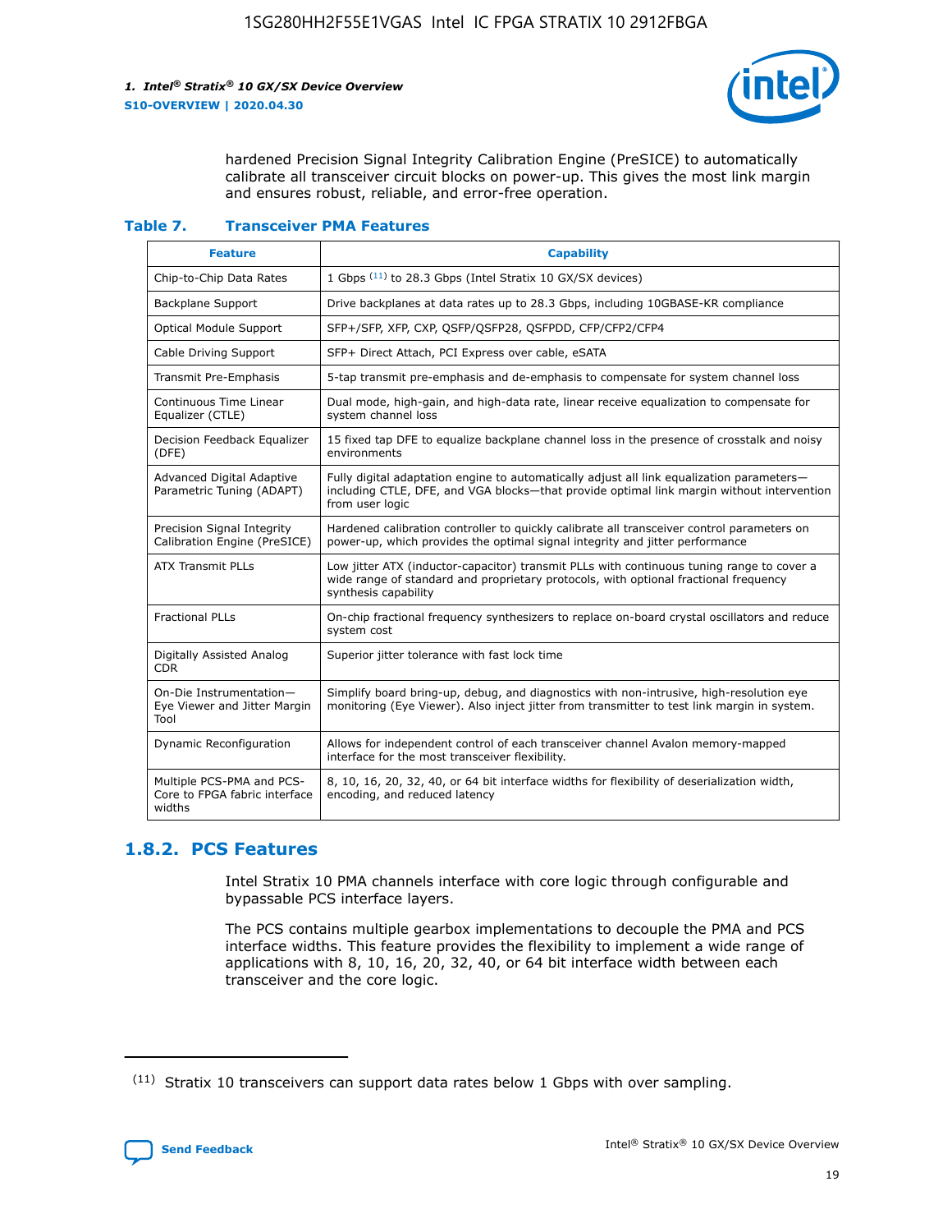hardened Precision Signal Integrity Calibration Engine (PreSICE) to automatically calibrate all transceiver circuit blocks on power-up. This gives the most link margin and ensures robust, reliable, and error-free operation.

**Table 7. Transceiver PMA Features**

| Feature | Capability |
| --- | --- |
| Chip-to-Chip Data Rates | 1 Gbps [11] to 28.3 Gbps (Intel Stratix 10 GX/SX devices) |
| Backplane Support | Drive backplanes at data rates up to 28.3 Gbps, including 10GBASE-KR compliance |
| Optical Module Support | SFP+/SFP, XFP, CXP, QSFP/QSFP28, QSFPDD, CFP/CFP2/CFP4 |
| Cable Driving Support | SFP+ Direct Attach, PCI Express over cable, eSATA |
| Transmit Pre-Emphasis | 5-tap transmit pre-emphasis and de-emphasis to compensate for system channel loss |
| Continuous Time Linear Equalizer (CTLE) | Dual mode, high-gain, and high-data rate, linear receive equalization to compensate for system channel loss |
| Decision Feedback Equalizer (DFE) | 15 fixed tap DFE to equalize backplane channel loss in the presence of crosstalk and noisy environments |
| Advanced Digital Adaptive Parametric Tuning (ADAPT) | Fully digital adaptation engine to automatically adjust all link equalization parameters—including CTLE, DFE, and VGA blocks—that provide optimal link margin without intervention from user logic |
| Precision Signal Integrity Calibration Engine (PreSICE) | Hardened calibration controller to quickly calibrate all transceiver control parameters on power-up, which provides the optimal signal integrity and jitter performance |
| ATX Transmit PLLs | Low jitter ATX (inductor-capacitor) transmit PLLs with continuous tuning range to cover a wide range of standard and proprietary protocols, with optional fractional frequency synthesis capability |
| Fractional PLLs | On-chip fractional frequency synthesizers to replace on-board crystal oscillators and reduce system cost |
| Digitally Assisted Analog CDR | Superior jitter tolerance with fast lock time |
| On-Die Instrumentation—Eye Viewer and Jitter Margin Tool | Simplify board bring-up, debug, and diagnostics with non-intrusive, high-resolution eye monitoring (Eye Viewer). Also inject jitter from transmitter to test link margin in system. |
| Dynamic Reconfiguration | Allows for independent control of each transceiver channel Avalon memory-mapped interface for the most transceiver flexibility. |
| Multiple PCS-PMA and PCS-Core to FPGA fabric interface widths | 8, 10, 16, 20, 32, 40, or 64 bit interface widths for flexibility of deserialization width, encoding, and reduced latency |

## 1.8.2. PCS Features

Intel Stratix 10 PMA channels interface with core logic through configurable and bypassable PCS interface layers.

The PCS contains multiple gearbox implementations to decouple the PMA and PCS interface widths. This feature provides the flexibility to implement a wide range of applications with 8, 10, 16, 20, 32, 40, or 64 bit interface width between each transceiver and the core logic.

[11] Stratix 10 transceivers can support data rates below 1 Gbps with over sampling.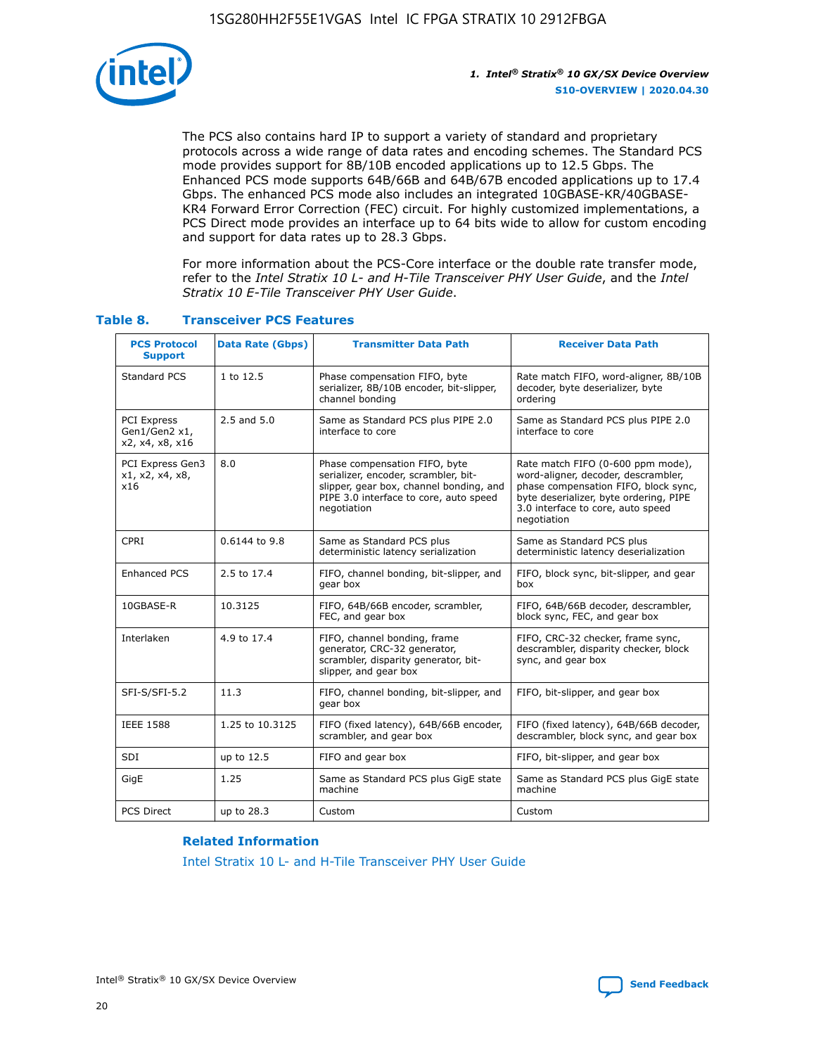The PCS also contains hard IP to support a variety of standard and proprietary protocols across a wide range of data rates and encoding schemes. The Standard PCS mode provides support for 8B/10B encoded applications up to 12.5 Gbps. The Enhanced PCS mode supports 64B/66B and 64B/67B encoded applications up to 17.4 Gbps. The enhanced PCS mode also includes an integrated 10GBASE-KR/40GBASE-KR4 Forward Error Correction (FEC) circuit. For highly customized implementations, a PCS Direct mode provides an interface up to 64 bits wide to allow for custom encoding and support for data rates up to 28.3 Gbps.

For more information about the PCS-Core interface or the double rate transfer mode, refer to the *Intel Stratix 10 L- and H-Tile Transceiver PHY User Guide*, and the *Intel Stratix 10 E-Tile Transceiver PHY User Guide*.

### Table 8. Transceiver PCS Features

| PCS Protocol Support | Data Rate (Gbps) | Transmitter Data Path | Receiver Data Path |
|---|---|---|---|
| Standard PCS | 1 to 12.5 | Phase compensation FIFO, byte serializer, 8B/10B encoder, bit-slipper, channel bonding | Rate match FIFO, word-aligner, 8B/10B decoder, byte deserializer, byte ordering |
| PCI Express Gen1/Gen2 x1, x2, x4, x8, x16 | 2.5 and 5.0 | Same as Standard PCS plus PIPE 2.0 interface to core | Same as Standard PCS plus PIPE 2.0 interface to core |
| PCI Express Gen3 x1, x2, x4, x8, x16 | 8.0 | Phase compensation FIFO, byte serializer, encoder, scrambler, bit-slipper, gear box, channel bonding, and PIPE 3.0 interface to core, auto speed negotiation | Rate match FIFO (0-600 ppm mode), word-aligner, decoder, descrambler, phase compensation FIFO, block sync, byte deserializer, byte ordering, PIPE 3.0 interface to core, auto speed negotiation |
| CPRI | 0.6144 to 9.8 | Same as Standard PCS plus deterministic latency serialization | Same as Standard PCS plus deterministic latency deserialization |
| Enhanced PCS | 2.5 to 17.4 | FIFO, channel bonding, bit-slipper, and gear box | FIFO, block sync, bit-slipper, and gear box |
| 10GBASE-R | 10.3125 | FIFO, 64B/66B encoder, scrambler, FEC, and gear box | FIFO, 64B/66B decoder, descrambler, block sync, FEC, and gear box |
| Interlaken | 4.9 to 17.4 | FIFO, channel bonding, frame generator, CRC-32 generator, scrambler, disparity generator, bit-slipper, and gear box | FIFO, CRC-32 checker, frame sync, descrambler, disparity checker, block sync, and gear box |
| SFI-S/SFI-5.2 | 11.3 | FIFO, channel bonding, bit-slipper, and gear box | FIFO, bit-slipper, and gear box |
| IEEE 1588 | 1.25 to 10.3125 | FIFO (fixed latency), 64B/66B encoder, scrambler, and gear box | FIFO (fixed latency), 64B/66B decoder, descrambler, block sync, and gear box |
| SDI | up to 12.5 | FIFO and gear box | FIFO, bit-slipper, and gear box |
| GigE | 1.25 | Same as Standard PCS plus GigE state machine | Same as Standard PCS plus GigE state machine |
| PCS Direct | up to 28.3 | Custom | Custom |

#### Related Information

Intel Stratix 10 L- and H-Tile Transceiver PHY User Guide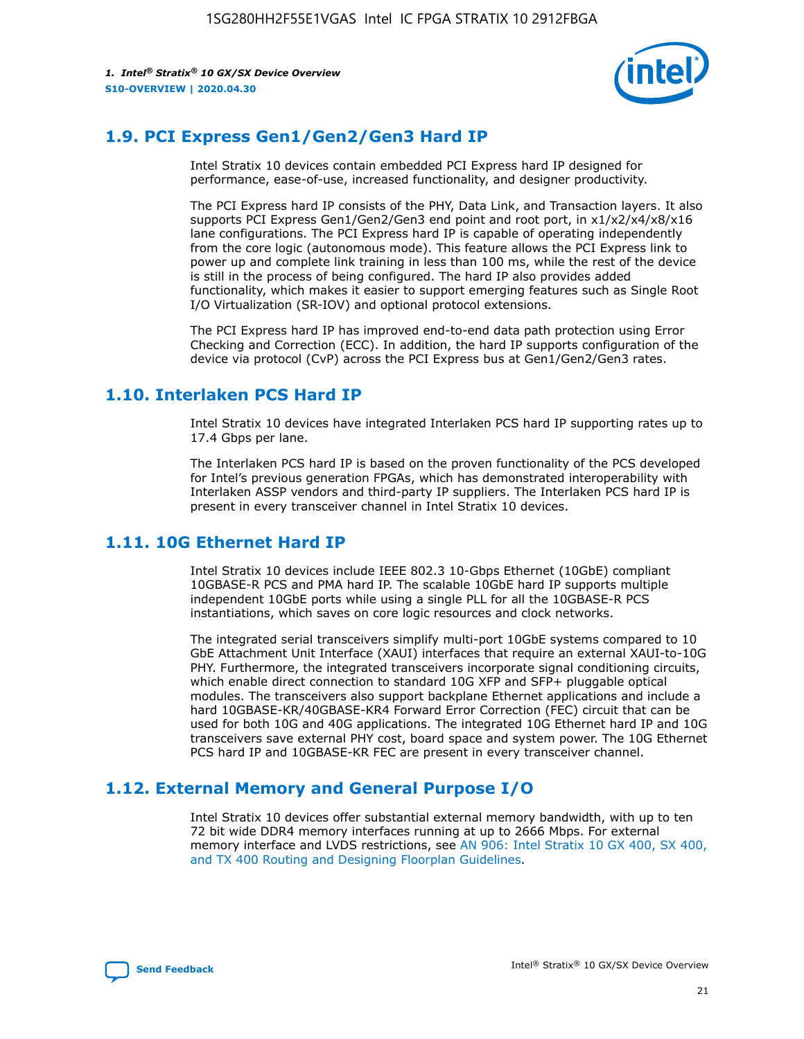## 1.9. PCI Express Gen1/Gen2/Gen3 Hard IP

Intel Stratix 10 devices contain embedded PCI Express hard IP designed for performance, ease-of-use, increased functionality, and designer productivity.

The PCI Express hard IP consists of the PHY, Data Link, and Transaction layers. It also supports PCI Express Gen1/Gen2/Gen3 end point and root port, in x1/x2/x4/x8/x16 lane configurations. The PCI Express hard IP is capable of operating independently from the core logic (autonomous mode). This feature allows the PCI Express link to power up and complete link training in less than 100 ms, while the rest of the device is still in the process of being configured. The hard IP also provides added functionality, which makes it easier to support emerging features such as Single Root I/O Virtualization (SR-IOV) and optional protocol extensions.

The PCI Express hard IP has improved end-to-end data path protection using Error Checking and Correction (ECC). In addition, the hard IP supports configuration of the device via protocol (CvP) across the PCI Express bus at Gen1/Gen2/Gen3 rates.

## 1.10. Interlaken PCS Hard IP

Intel Stratix 10 devices have integrated Interlaken PCS hard IP supporting rates up to 17.4 Gbps per lane.

The Interlaken PCS hard IP is based on the proven functionality of the PCS developed for Intel's previous generation FPGAs, which has demonstrated interoperability with Interlaken ASSP vendors and third-party IP suppliers. The Interlaken PCS hard IP is present in every transceiver channel in Intel Stratix 10 devices.

## 1.11. 10G Ethernet Hard IP

Intel Stratix 10 devices include IEEE 802.3 10-Gbps Ethernet (10GbE) compliant 10GBASE-R PCS and PMA hard IP. The scalable 10GbE hard IP supports multiple independent 10GbE ports while using a single PLL for all the 10GBASE-R PCS instantiations, which saves on core logic resources and clock networks.

The integrated serial transceivers simplify multi-port 10GbE systems compared to 10 GbE Attachment Unit Interface (XAUI) interfaces that require an external XAUI-to-10G PHY. Furthermore, the integrated transceivers incorporate signal conditioning circuits, which enable direct connection to standard 10G XFP and SFP+ pluggable optical modules. The transceivers also support backplane Ethernet applications and include a hard 10GBASE-KR/40GBASE-KR4 Forward Error Correction (FEC) circuit that can be used for both 10G and 40G applications. The integrated 10G Ethernet hard IP and 10G transceivers save external PHY cost, board space and system power. The 10G Ethernet PCS hard IP and 10GBASE-KR FEC are present in every transceiver channel.

## 1.12. External Memory and General Purpose I/O

Intel Stratix 10 devices offer substantial external memory bandwidth, with up to ten 72 bit wide DDR4 memory interfaces running at up to 2666 Mbps. For external memory interface and LVDS restrictions, see AN 906: Intel Stratix 10 GX 400, SX 400, and TX 400 Routing and Designing Floorplan Guidelines.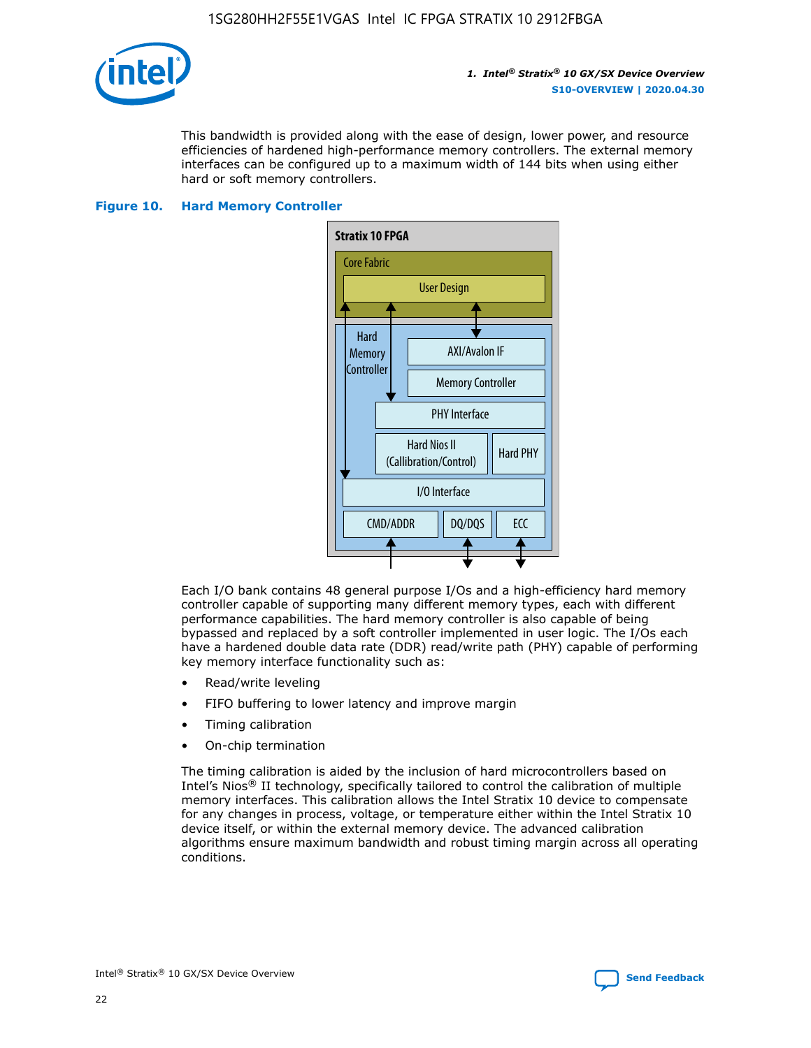This bandwidth is provided along with the ease of design, lower power, and resource efficiencies of hardened high-performance memory controllers. The external memory interfaces can be configured up to a maximum width of 144 bits when using either hard or soft memory controllers.

**Figure 10. Hard Memory Controller**

Each I/O bank contains 48 general purpose I/Os and a high-efficiency hard memory controller capable of supporting many different memory types, each with different performance capabilities. The hard memory controller is also capable of being bypassed and replaced by a soft controller implemented in user logic. The I/Os each have a hardened double data rate (DDR) read/write path (PHY) capable of performing key memory interface functionality such as:

- Read/write leveling
- FIFO buffering to lower latency and improve margin
- Timing calibration
- On-chip termination

The timing calibration is aided by the inclusion of hard microcontrollers based on Intel's Nios® II technology, specifically tailored to control the calibration of multiple memory interfaces. This calibration allows the Intel Stratix 10 device to compensate for any changes in process, voltage, or temperature either within the Intel Stratix 10 device itself, or within the external memory device. The advanced calibration algorithms ensure maximum bandwidth and robust timing margin across all operating conditions.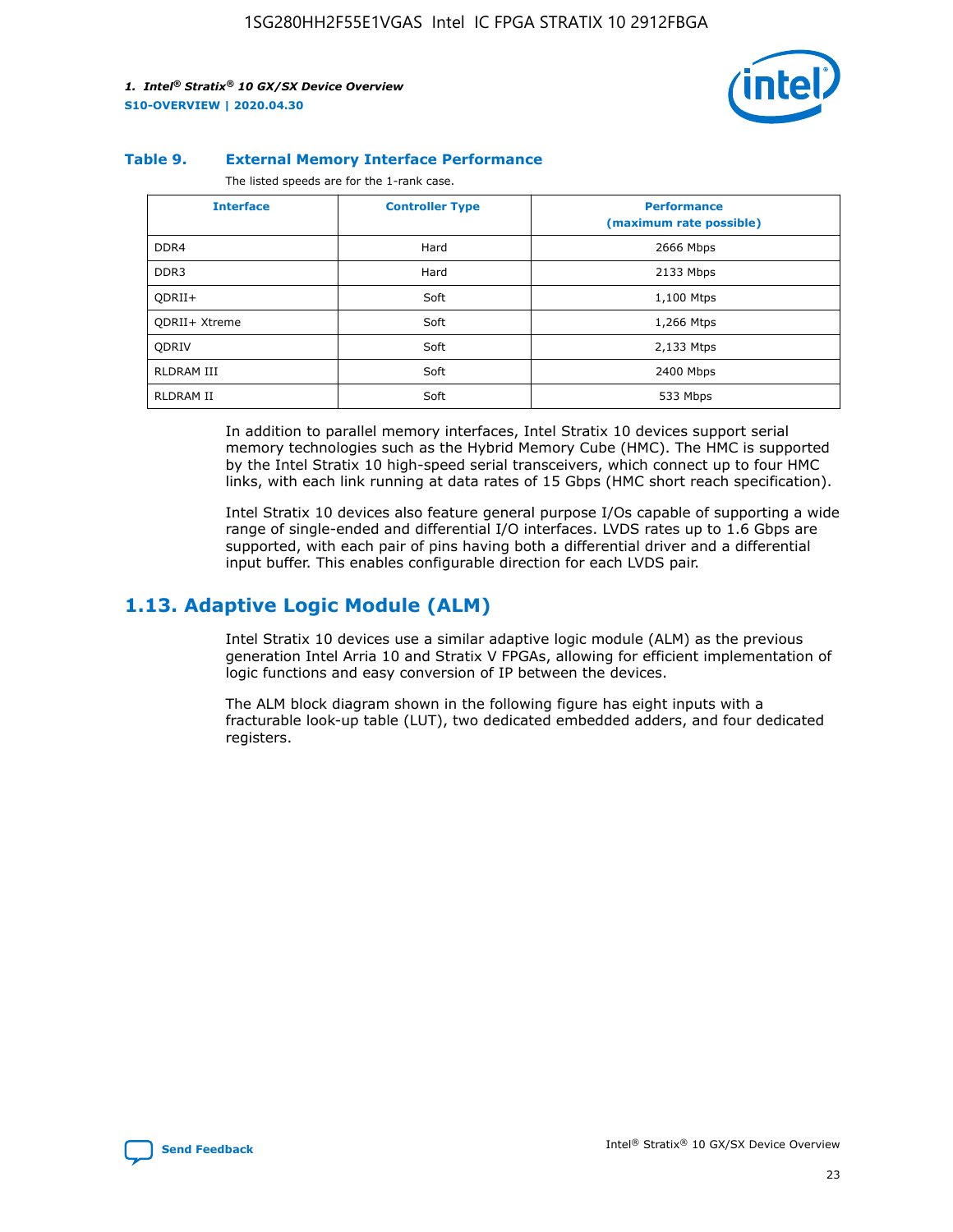**Table 9. External Memory Interface Performance**

The listed speeds are for the 1-rank case.

| Interface | Controller Type | Performance (maximum rate possible) |
|---|---|---|
| DDR4 | Hard | 2666 Mbps |
| DDR3 | Hard | 2133 Mbps |
| QDRII+ | Soft | 1,100 Mtps |
| QDRII+ Xtreme | Soft | 1,266 Mtps |
| QDRIV | Soft | 2,133 Mtps |
| RLDRAM III | Soft | 2400 Mbps |
| RLDRAM II | Soft | 533 Mbps |

In addition to parallel memory interfaces, Intel Stratix 10 devices support serial memory technologies such as the Hybrid Memory Cube (HMC). The HMC is supported by the Intel Stratix 10 high-speed serial transceivers, which connect up to four HMC links, with each link running at data rates of 15 Gbps (HMC short reach specification).

Intel Stratix 10 devices also feature general purpose I/Os capable of supporting a wide range of single-ended and differential I/O interfaces. LVDS rates up to 1.6 Gbps are supported, with each pair of pins having both a differential driver and a differential input buffer. This enables configurable direction for each LVDS pair.

## 1.13. Adaptive Logic Module (ALM)

Intel Stratix 10 devices use a similar adaptive logic module (ALM) as the previous generation Intel Arria 10 and Stratix V FPGAs, allowing for efficient implementation of logic functions and easy conversion of IP between the devices.

The ALM block diagram shown in the following figure has eight inputs with a fracturable look-up table (LUT), two dedicated embedded adders, and four dedicated registers.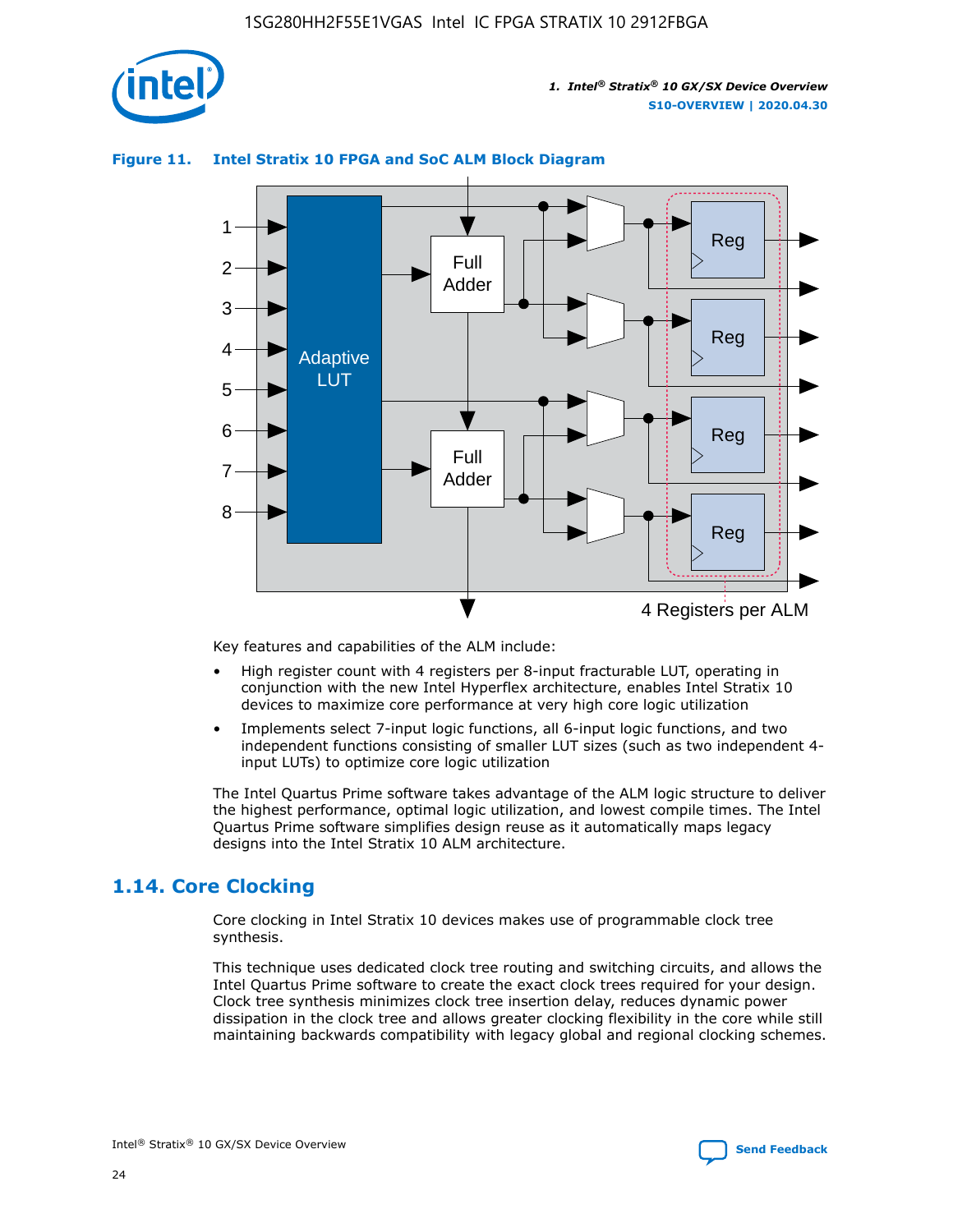**Figure 11. Intel Stratix 10 FPGA and SoC ALM Block Diagram**

Key features and capabilities of the ALM include:

- High register count with 4 registers per 8-input fracturable LUT, operating in conjunction with the new Intel Hyperflex architecture, enables Intel Stratix 10 devices to maximize core performance at very high core logic utilization
- Implements select 7-input logic functions, all 6-input logic functions, and two independent functions consisting of smaller LUT sizes (such as two independent 4-input LUTs) to optimize core logic utilization

The Intel Quartus Prime software takes advantage of the ALM logic structure to deliver the highest performance, optimal logic utilization, and lowest compile times. The Intel Quartus Prime software simplifies design reuse as it automatically maps legacy designs into the Intel Stratix 10 ALM architecture.

## 1.14. Core Clocking

Core clocking in Intel Stratix 10 devices makes use of programmable clock tree synthesis.

This technique uses dedicated clock tree routing and switching circuits, and allows the Intel Quartus Prime software to create the exact clock trees required for your design. Clock tree synthesis minimizes clock tree insertion delay, reduces dynamic power dissipation in the clock tree and allows greater clocking flexibility in the core while still maintaining backwards compatibility with legacy global and regional clocking schemes.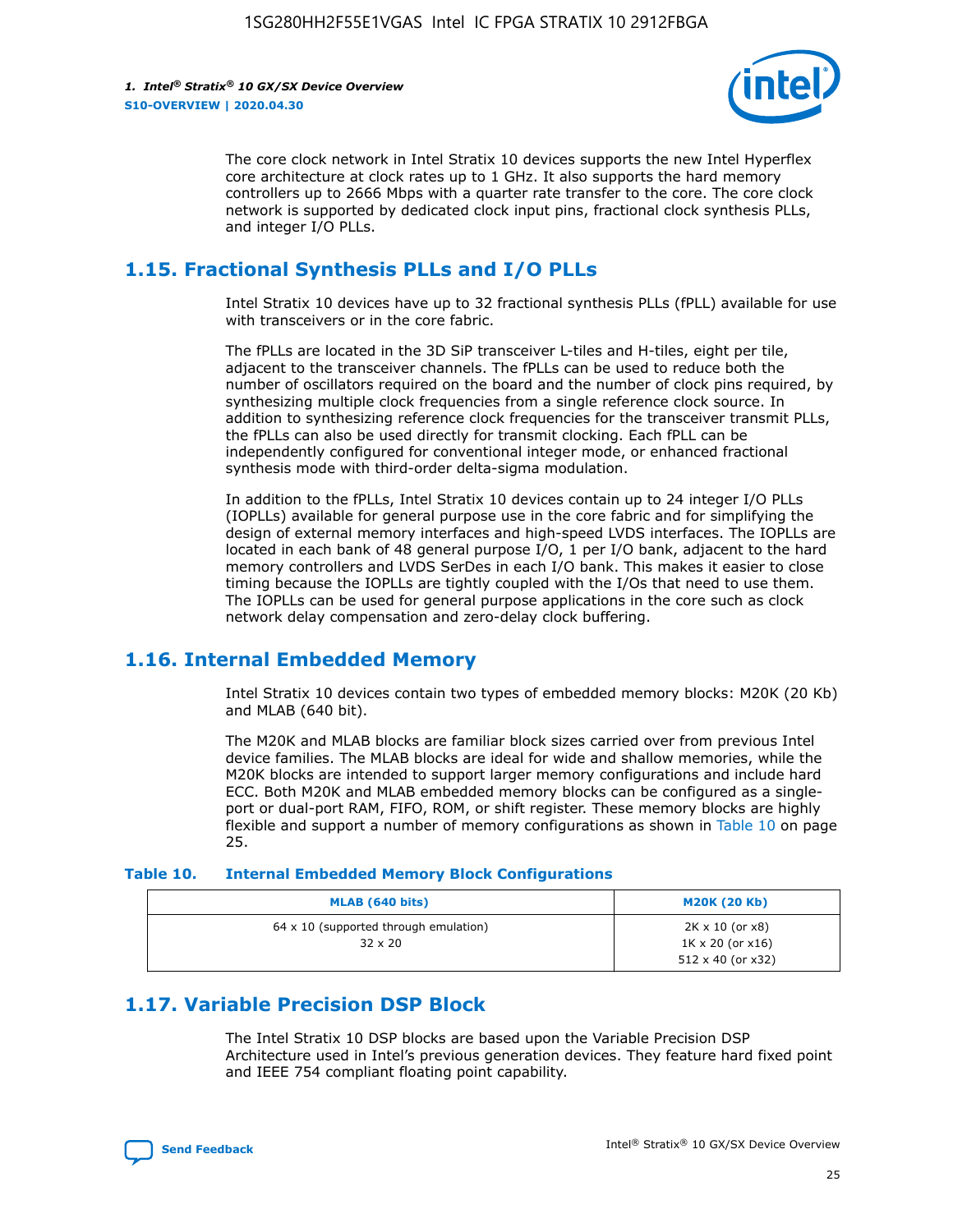The core clock network in Intel Stratix 10 devices supports the new Intel Hyperflex core architecture at clock rates up to 1 GHz. It also supports the hard memory controllers up to 2666 Mbps with a quarter rate transfer to the core. The core clock network is supported by dedicated clock input pins, fractional clock synthesis PLLs, and integer I/O PLLs.

## 1.15. Fractional Synthesis PLLs and I/O PLLs

Intel Stratix 10 devices have up to 32 fractional synthesis PLLs (fPLL) available for use with transceivers or in the core fabric.

The fPLLs are located in the 3D SiP transceiver L-tiles and H-tiles, eight per tile, adjacent to the transceiver channels. The fPLLs can be used to reduce both the number of oscillators required on the board and the number of clock pins required, by synthesizing multiple clock frequencies from a single reference clock source. In addition to synthesizing reference clock frequencies for the transceiver transmit PLLs, the fPLLs can also be used directly for transmit clocking. Each fPLL can be independently configured for conventional integer mode, or enhanced fractional synthesis mode with third-order delta-sigma modulation.

In addition to the fPLLs, Intel Stratix 10 devices contain up to 24 integer I/O PLLs (IOPLLs) available for general purpose use in the core fabric and for simplifying the design of external memory interfaces and high-speed LVDS interfaces. The IOPLLs are located in each bank of 48 general purpose I/O, 1 per I/O bank, adjacent to the hard memory controllers and LVDS SerDes in each I/O bank. This makes it easier to close timing because the IOPLLs are tightly coupled with the I/Os that need to use them. The IOPLLs can be used for general purpose applications in the core such as clock network delay compensation and zero-delay clock buffering.

## 1.16. Internal Embedded Memory

Intel Stratix 10 devices contain two types of embedded memory blocks: M20K (20 Kb) and MLAB (640 bit).

The M20K and MLAB blocks are familiar block sizes carried over from previous Intel device families. The MLAB blocks are ideal for wide and shallow memories, while the M20K blocks are intended to support larger memory configurations and include hard ECC. Both M20K and MLAB embedded memory blocks can be configured as a single-port or dual-port RAM, FIFO, ROM, or shift register. These memory blocks are highly flexible and support a number of memory configurations as shown in Table 10 on page 25.

**Table 10. Internal Embedded Memory Block Configurations**

| MLAB (640 bits) | M20K (20 Kb) |
| --- | --- |
| 64 x 10 (supported through emulation)<br>32 x 20 | 2K x 10 (or x8)<br>1K x 20 (or x16)<br>512 x 40 (or x32) |

## 1.17. Variable Precision DSP Block

The Intel Stratix 10 DSP blocks are based upon the Variable Precision DSP Architecture used in Intel's previous generation devices. They feature hard fixed point and IEEE 754 compliant floating point capability.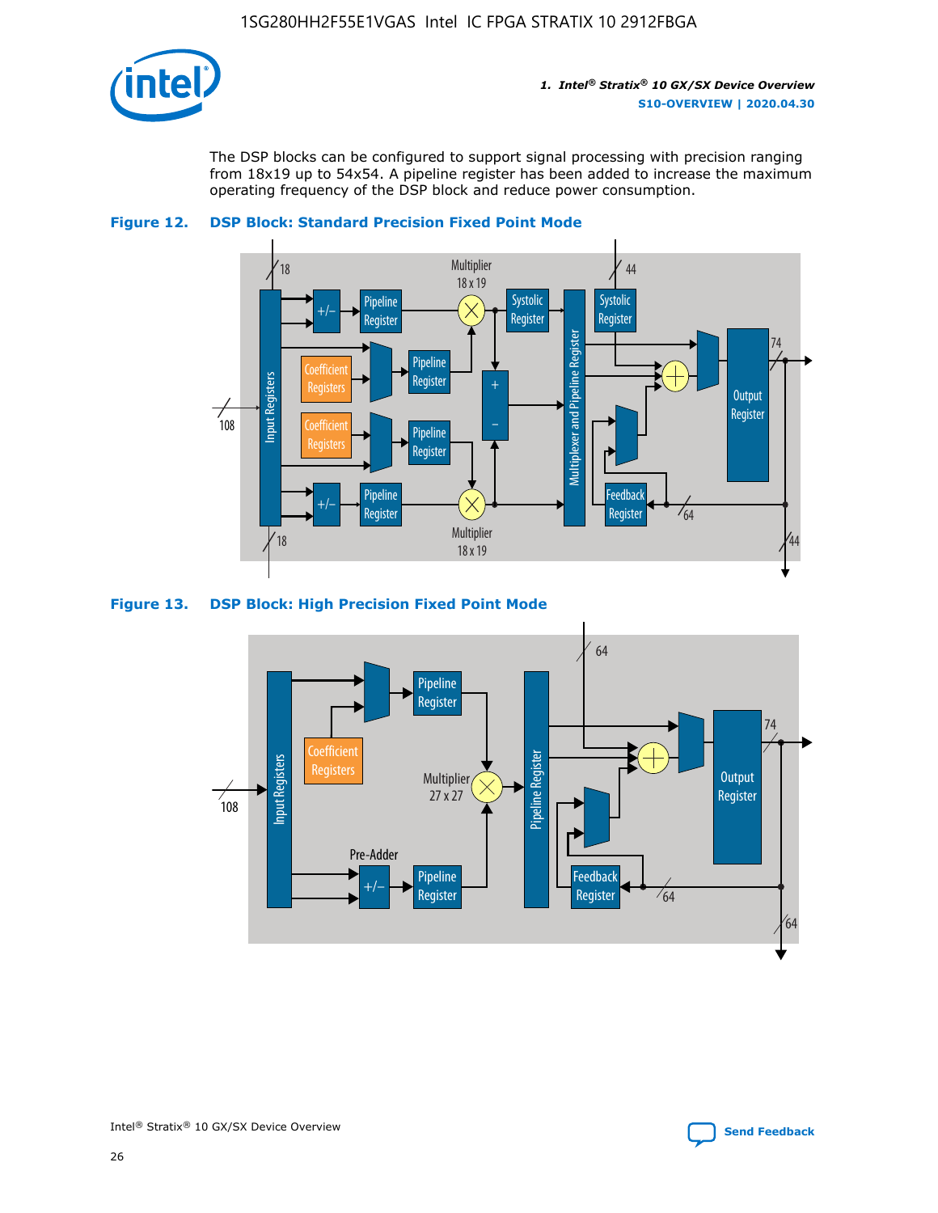The DSP blocks can be configured to support signal processing with precision ranging from 18x19 up to 54x54. A pipeline register has been added to increase the maximum operating frequency of the DSP block and reduce power consumption.

**Figure 12. DSP Block: Standard Precision Fixed Point Mode**

**Figure 13. DSP Block: High Precision Fixed Point Mode**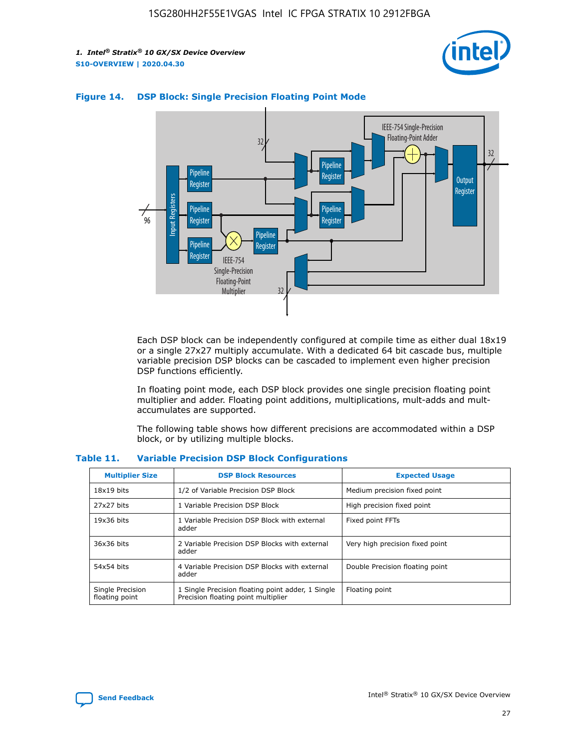#### Figure 14. DSP Block: Single Precision Floating Point Mode

Each DSP block can be independently configured at compile time as either dual 18x19 or a single 27x27 multiply accumulate. With a dedicated 64 bit cascade bus, multiple variable precision DSP blocks can be cascaded to implement even higher precision DSP functions efficiently.

In floating point mode, each DSP block provides one single precision floating point multiplier and adder. Floating point additions, multiplications, mult-adds and mult-accumulates are supported.

The following table shows how different precisions are accommodated within a DSP block, or by utilizing multiple blocks.

#### Table 11. Variable Precision DSP Block Configurations

| Multiplier Size | DSP Block Resources | Expected Usage |
| --- | --- | --- |
| 18x19 bits | 1/2 of Variable Precision DSP Block | Medium precision fixed point |
| 27x27 bits | 1 Variable Precision DSP Block | High precision fixed point |
| 19x36 bits | 1 Variable Precision DSP Block with external adder | Fixed point FFTs |
| 36x36 bits | 2 Variable Precision DSP Blocks with external adder | Very high precision fixed point |
| 54x54 bits | 4 Variable Precision DSP Blocks with external adder | Double Precision floating point |
| Single Precision floating point | 1 Single Precision floating point adder, 1 Single Precision floating point multiplier | Floating point |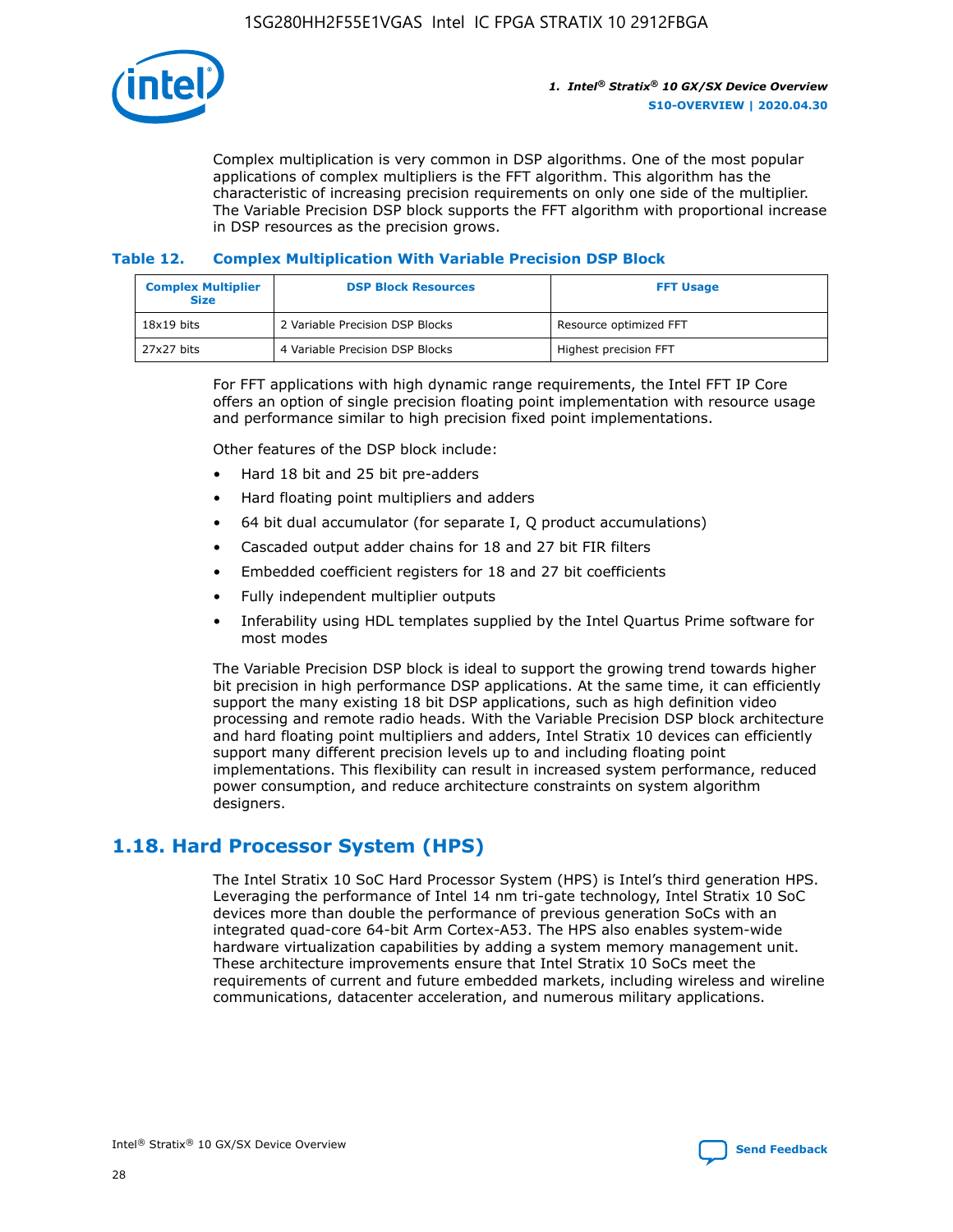Complex multiplication is very common in DSP algorithms. One of the most popular applications of complex multipliers is the FFT algorithm. This algorithm has the characteristic of increasing precision requirements on only one side of the multiplier. The Variable Precision DSP block supports the FFT algorithm with proportional increase in DSP resources as the precision grows.

### Table 12. Complex Multiplication With Variable Precision DSP Block

| Complex Multiplier Size | DSP Block Resources | FFT Usage |
| --- | --- | --- |
| 18x19 bits | 2 Variable Precision DSP Blocks | Resource optimized FFT |
| 27x27 bits | 4 Variable Precision DSP Blocks | Highest precision FFT |

For FFT applications with high dynamic range requirements, the Intel FFT IP Core offers an option of single precision floating point implementation with resource usage and performance similar to high precision fixed point implementations.

Other features of the DSP block include:

- Hard 18 bit and 25 bit pre-adders
- Hard floating point multipliers and adders
- 64 bit dual accumulator (for separate I, Q product accumulations)
- Cascaded output adder chains for 18 and 27 bit FIR filters
- Embedded coefficient registers for 18 and 27 bit coefficients
- Fully independent multiplier outputs
- Inferability using HDL templates supplied by the Intel Quartus Prime software for most modes

The Variable Precision DSP block is ideal to support the growing trend towards higher bit precision in high performance DSP applications. At the same time, it can efficiently support the many existing 18 bit DSP applications, such as high definition video processing and remote radio heads. With the Variable Precision DSP block architecture and hard floating point multipliers and adders, Intel Stratix 10 devices can efficiently support many different precision levels up to and including floating point implementations. This flexibility can result in increased system performance, reduced power consumption, and reduce architecture constraints on system algorithm designers.

## 1.18. Hard Processor System (HPS)

The Intel Stratix 10 SoC Hard Processor System (HPS) is Intel's third generation HPS. Leveraging the performance of Intel 14 nm tri-gate technology, Intel Stratix 10 SoC devices more than double the performance of previous generation SoCs with an integrated quad-core 64-bit Arm Cortex-A53. The HPS also enables system-wide hardware virtualization capabilities by adding a system memory management unit. These architecture improvements ensure that Intel Stratix 10 SoCs meet the requirements of current and future embedded markets, including wireless and wireline communications, datacenter acceleration, and numerous military applications.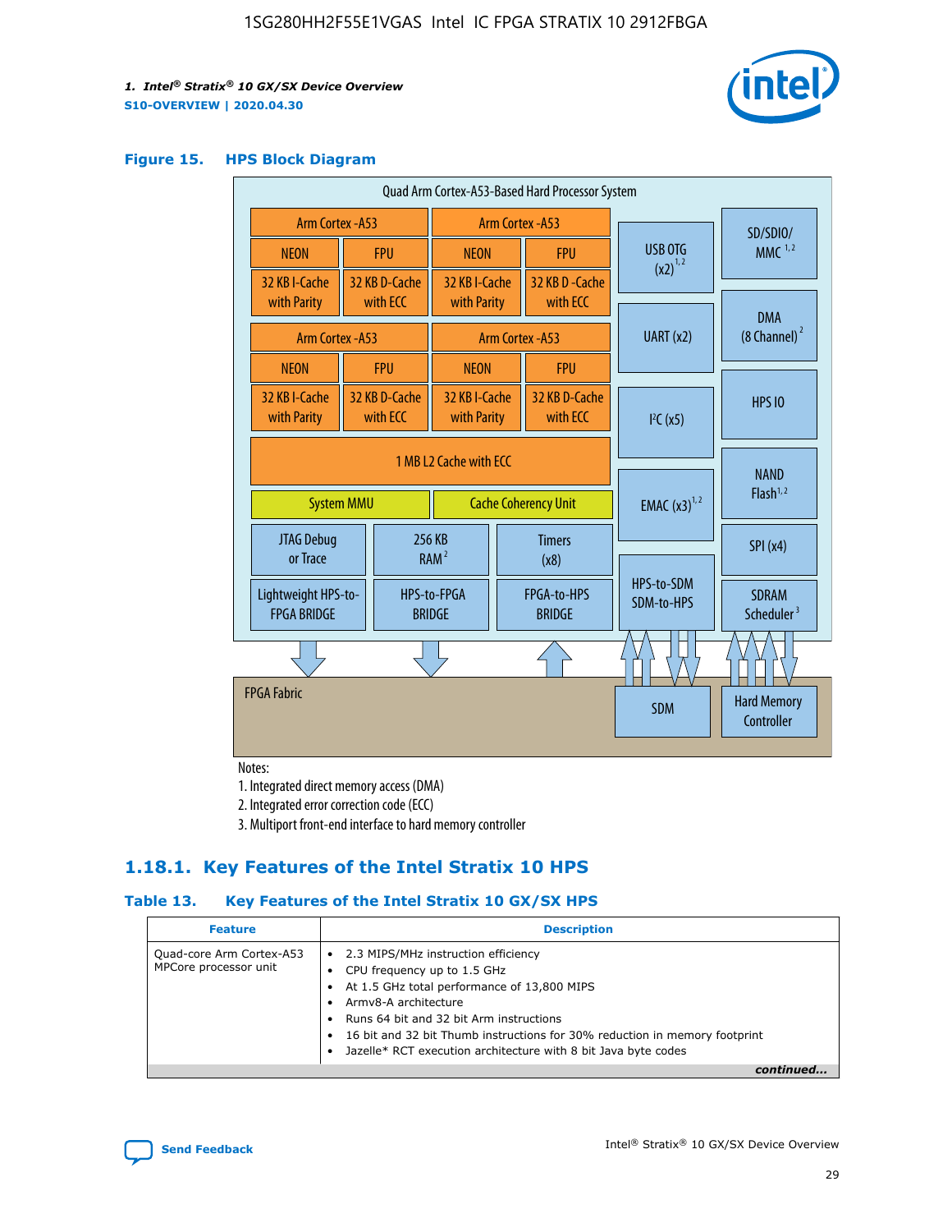**Figure 15. HPS Block Diagram**

Quad Arm Cortex-A53-Based Hard Processor System

| Arm Cortex-A53 | | Arm Cortex-A53 | |
|---|---|---|---|
| NEON | FPU | NEON | FPU |
| 32 KB I-Cache with Parity | 32 KB D-Cache with ECC | 32 KB I-Cache with Parity | 32 KB D-Cache with ECC |
| Arm Cortex-A53 | | Arm Cortex-A53 | |
| NEON | FPU | NEON | FPU |
| 32 KB I-Cache with Parity | 32 KB D-Cache with ECC | 32 KB I-Cache with Parity | 32 KB D-Cache with ECC |

1 MB L2 Cache with ECC

System MMU | Cache Coherency Unit

JTAG Debug or Trace | 256 KB RAM [2] | Timers (x8)

Lightweight HPS-to-FPGA BRIDGE | HPS-to-FPGA BRIDGE | FPGA-to-HPS BRIDGE

USB OTG (x2) [1,2] | UART (x2) | I²C (x5) | EMAC (x3) [1,2] | HPS-to-SDM SDM-to-HPS

SD/SDIO/MMC [1,2] | DMA (8 Channel) [2] | HPS IO | NAND Flash [1,2] | SPI (x4) | SDRAM Scheduler [3]

FPGA Fabric | SDM | Hard Memory Controller

Notes:

1. Integrated direct memory access (DMA)
2. Integrated error correction code (ECC)
3. Multiport front-end interface to hard memory controller

## 1.18.1. Key Features of the Intel Stratix 10 HPS

**Table 13. Key Features of the Intel Stratix 10 GX/SX HPS**

| Feature | Description |
|---|---|
| Quad-core Arm Cortex-A53 MPCore processor unit | • 2.3 MIPS/MHz instruction efficiency<br>• CPU frequency up to 1.5 GHz<br>• At 1.5 GHz total performance of 13,800 MIPS<br>• Armv8-A architecture<br>• Runs 64 bit and 32 bit Arm instructions<br>• 16 bit and 32 bit Thumb instructions for 30% reduction in memory footprint<br>• Jazelle* RCT execution architecture with 8 bit Java byte codes |

*continued...*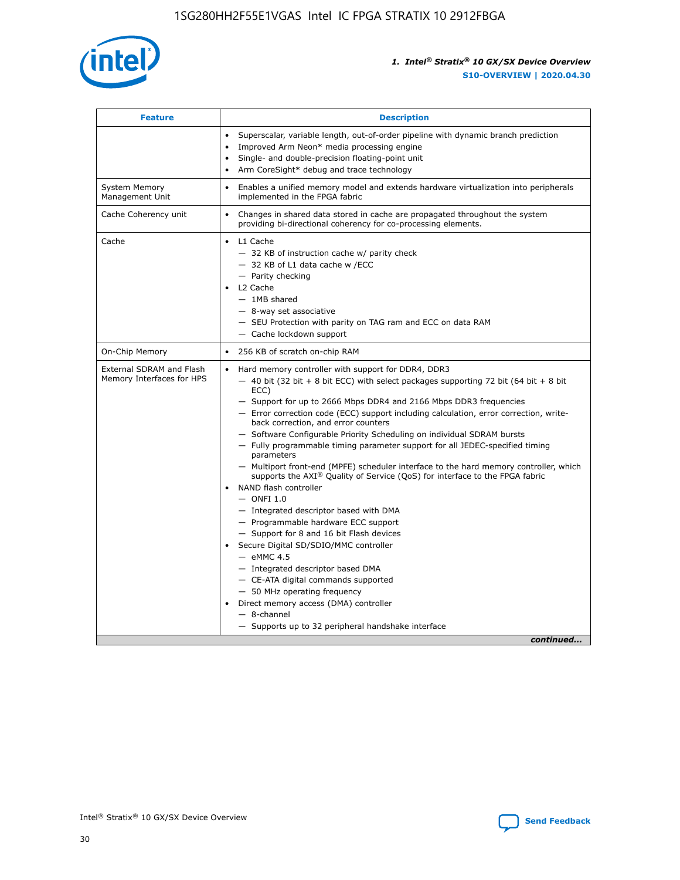| Feature | Description |
| --- | --- |
| | • Superscalar, variable length, out-of-order pipeline with dynamic branch prediction<br>• Improved Arm Neon* media processing engine<br>• Single- and double-precision floating-point unit<br>• Arm CoreSight* debug and trace technology |
| System Memory Management Unit | • Enables a unified memory model and extends hardware virtualization into peripherals implemented in the FPGA fabric |
| Cache Coherency unit | • Changes in shared data stored in cache are propagated throughout the system providing bi-directional coherency for co-processing elements. |
| Cache | • L1 Cache<br>— 32 KB of instruction cache w/ parity check<br>— 32 KB of L1 data cache w /ECC<br>— Parity checking<br>• L2 Cache<br>— 1MB shared<br>— 8-way set associative<br>— SEU Protection with parity on TAG ram and ECC on data RAM<br>— Cache lockdown support |
| On-Chip Memory | • 256 KB of scratch on-chip RAM |
| External SDRAM and Flash Memory Interfaces for HPS | • Hard memory controller with support for DDR4, DDR3<br>— 40 bit (32 bit + 8 bit ECC) with select packages supporting 72 bit (64 bit + 8 bit ECC)<br>— Support for up to 2666 Mbps DDR4 and 2166 Mbps DDR3 frequencies<br>— Error correction code (ECC) support including calculation, error correction, write-back correction, and error counters<br>— Software Configurable Priority Scheduling on individual SDRAM bursts<br>— Fully programmable timing parameter support for all JEDEC-specified timing parameters<br>— Multiport front-end (MPFE) scheduler interface to the hard memory controller, which supports the AXI® Quality of Service (QoS) for interface to the FPGA fabric<br>• NAND flash controller<br>— ONFI 1.0<br>— Integrated descriptor based with DMA<br>— Programmable hardware ECC support<br>— Support for 8 and 16 bit Flash devices<br>• Secure Digital SD/SDIO/MMC controller<br>— eMMC 4.5<br>— Integrated descriptor based DMA<br>— CE-ATA digital commands supported<br>— 50 MHz operating frequency<br>• Direct memory access (DMA) controller<br>— 8-channel<br>— Supports up to 32 peripheral handshake interface |

*continued...*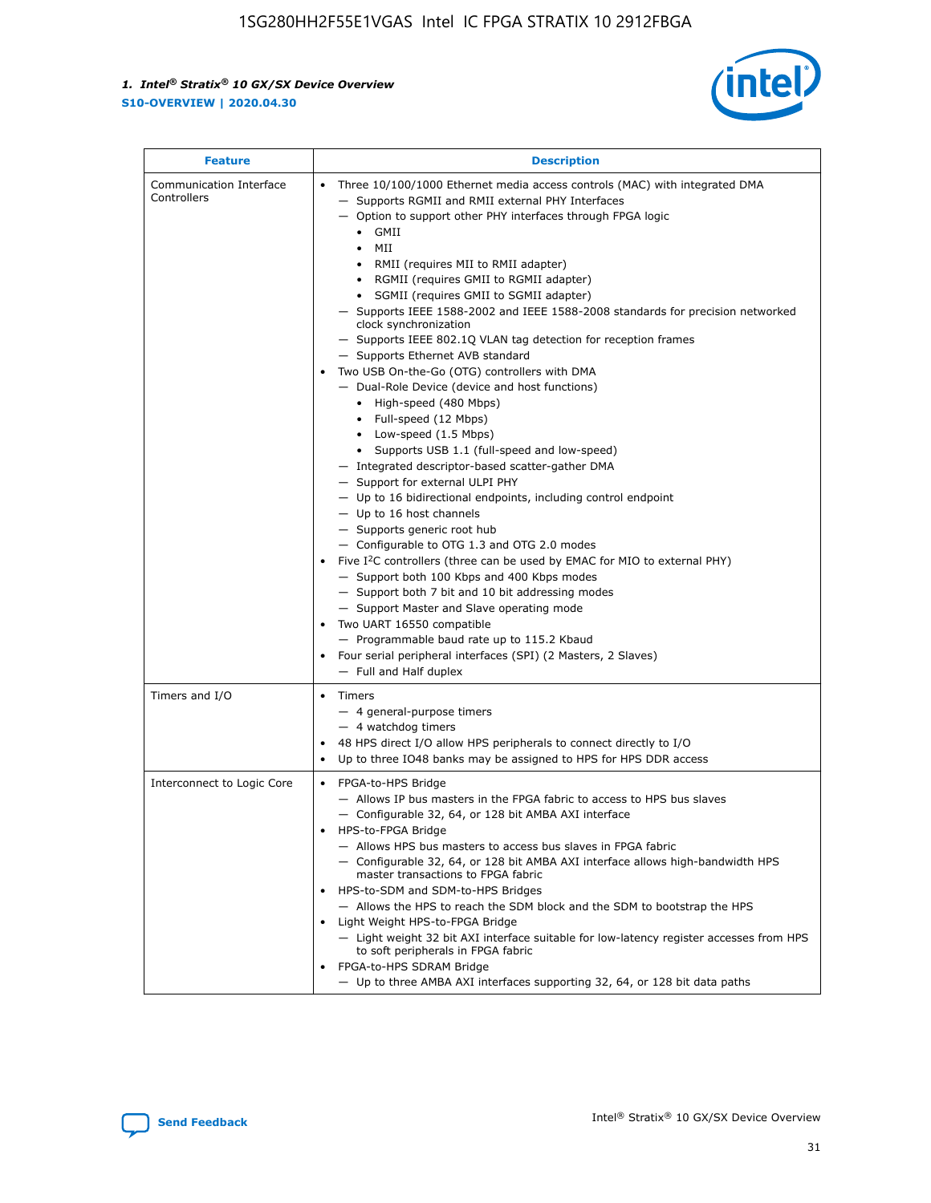| Feature | Description |
| --- | --- |
| Communication Interface Controllers | • Three 10/100/1000 Ethernet media access controls (MAC) with integrated DMA<br>— Supports RGMII and RMII external PHY Interfaces<br>— Option to support other PHY interfaces through FPGA logic<br>• GMII<br>• MII<br>• RMII (requires MII to RMII adapter)<br>• RGMII (requires GMII to RGMII adapter)<br>• SGMII (requires GMII to SGMII adapter)<br>— Supports IEEE 1588-2002 and IEEE 1588-2008 standards for precision networked clock synchronization<br>— Supports IEEE 802.1Q VLAN tag detection for reception frames<br>— Supports Ethernet AVB standard<br>• Two USB On-the-Go (OTG) controllers with DMA<br>— Dual-Role Device (device and host functions)<br>• High-speed (480 Mbps)<br>• Full-speed (12 Mbps)<br>• Low-speed (1.5 Mbps)<br>• Supports USB 1.1 (full-speed and low-speed)<br>— Integrated descriptor-based scatter-gather DMA<br>— Support for external ULPI PHY<br>— Up to 16 bidirectional endpoints, including control endpoint<br>— Up to 16 host channels<br>— Supports generic root hub<br>— Configurable to OTG 1.3 and OTG 2.0 modes<br>• Five I²C controllers (three can be used by EMAC for MIO to external PHY)<br>— Support both 100 Kbps and 400 Kbps modes<br>— Support both 7 bit and 10 bit addressing modes<br>— Support Master and Slave operating mode<br>• Two UART 16550 compatible<br>— Programmable baud rate up to 115.2 Kbaud<br>• Four serial peripheral interfaces (SPI) (2 Masters, 2 Slaves)<br>— Full and Half duplex |
| Timers and I/O | • Timers<br>— 4 general-purpose timers<br>— 4 watchdog timers<br>• 48 HPS direct I/O allow HPS peripherals to connect directly to I/O<br>• Up to three IO48 banks may be assigned to HPS for HPS DDR access |
| Interconnect to Logic Core | • FPGA-to-HPS Bridge<br>— Allows IP bus masters in the FPGA fabric to access to HPS bus slaves<br>— Configurable 32, 64, or 128 bit AMBA AXI interface<br>• HPS-to-FPGA Bridge<br>— Allows HPS bus masters to access bus slaves in FPGA fabric<br>— Configurable 32, 64, or 128 bit AMBA AXI interface allows high-bandwidth HPS master transactions to FPGA fabric<br>• HPS-to-SDM and SDM-to-HPS Bridges<br>— Allows the HPS to reach the SDM block and the SDM to bootstrap the HPS<br>• Light Weight HPS-to-FPGA Bridge<br>— Light weight 32 bit AXI interface suitable for low-latency register accesses from HPS to soft peripherals in FPGA fabric<br>• FPGA-to-HPS SDRAM Bridge<br>— Up to three AMBA AXI interfaces supporting 32, 64, or 128 bit data paths |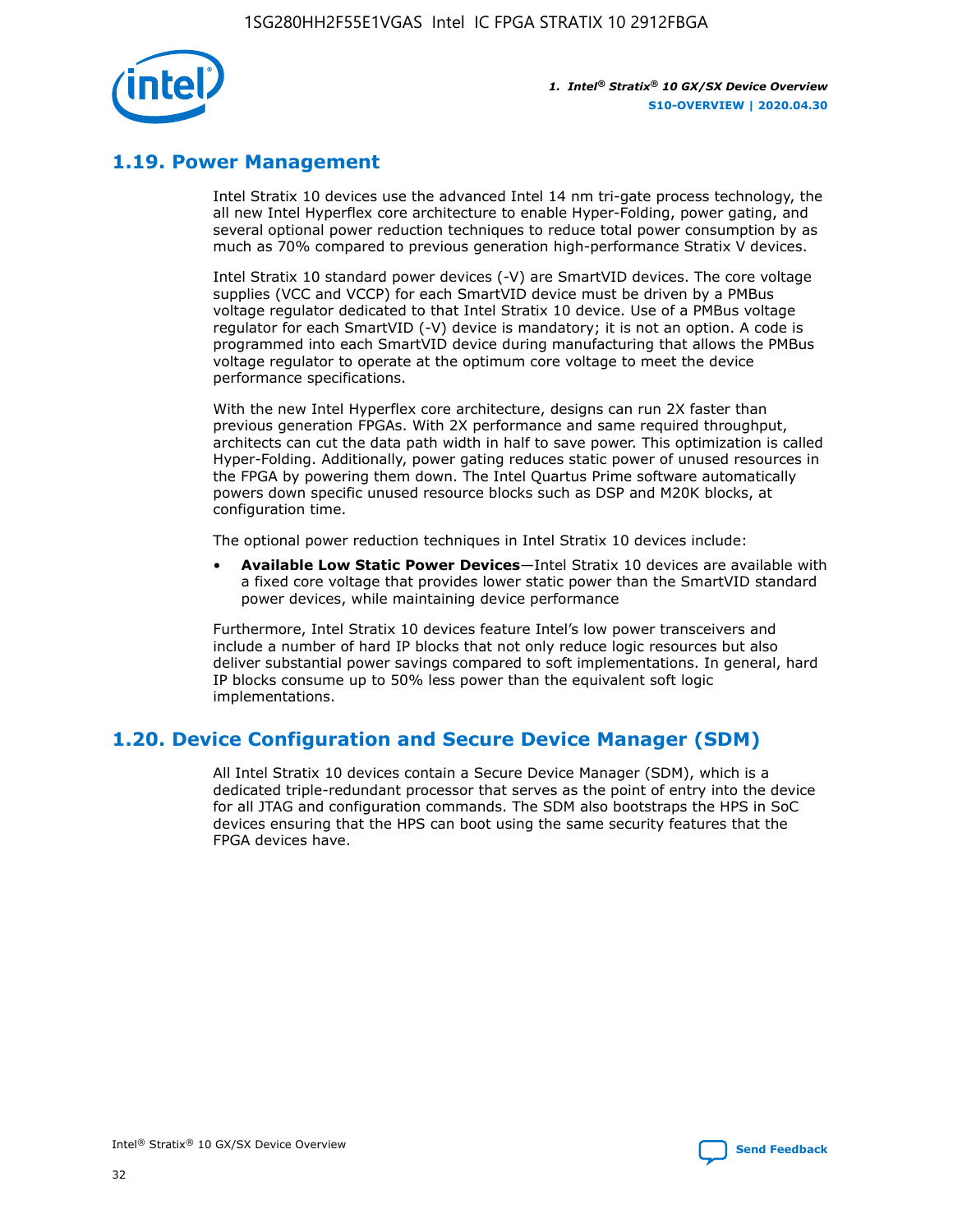## 1.19. Power Management

Intel Stratix 10 devices use the advanced Intel 14 nm tri-gate process technology, the all new Intel Hyperflex core architecture to enable Hyper-Folding, power gating, and several optional power reduction techniques to reduce total power consumption by as much as 70% compared to previous generation high-performance Stratix V devices.

Intel Stratix 10 standard power devices (-V) are SmartVID devices. The core voltage supplies (VCC and VCCP) for each SmartVID device must be driven by a PMBus voltage regulator dedicated to that Intel Stratix 10 device. Use of a PMBus voltage regulator for each SmartVID (-V) device is mandatory; it is not an option. A code is programmed into each SmartVID device during manufacturing that allows the PMBus voltage regulator to operate at the optimum core voltage to meet the device performance specifications.

With the new Intel Hyperflex core architecture, designs can run 2X faster than previous generation FPGAs. With 2X performance and same required throughput, architects can cut the data path width in half to save power. This optimization is called Hyper-Folding. Additionally, power gating reduces static power of unused resources in the FPGA by powering them down. The Intel Quartus Prime software automatically powers down specific unused resource blocks such as DSP and M20K blocks, at configuration time.

The optional power reduction techniques in Intel Stratix 10 devices include:

- **Available Low Static Power Devices**—Intel Stratix 10 devices are available with a fixed core voltage that provides lower static power than the SmartVID standard power devices, while maintaining device performance

Furthermore, Intel Stratix 10 devices feature Intel's low power transceivers and include a number of hard IP blocks that not only reduce logic resources but also deliver substantial power savings compared to soft implementations. In general, hard IP blocks consume up to 50% less power than the equivalent soft logic implementations.

## 1.20. Device Configuration and Secure Device Manager (SDM)

All Intel Stratix 10 devices contain a Secure Device Manager (SDM), which is a dedicated triple-redundant processor that serves as the point of entry into the device for all JTAG and configuration commands. The SDM also bootstraps the HPS in SoC devices ensuring that the HPS can boot using the same security features that the FPGA devices have.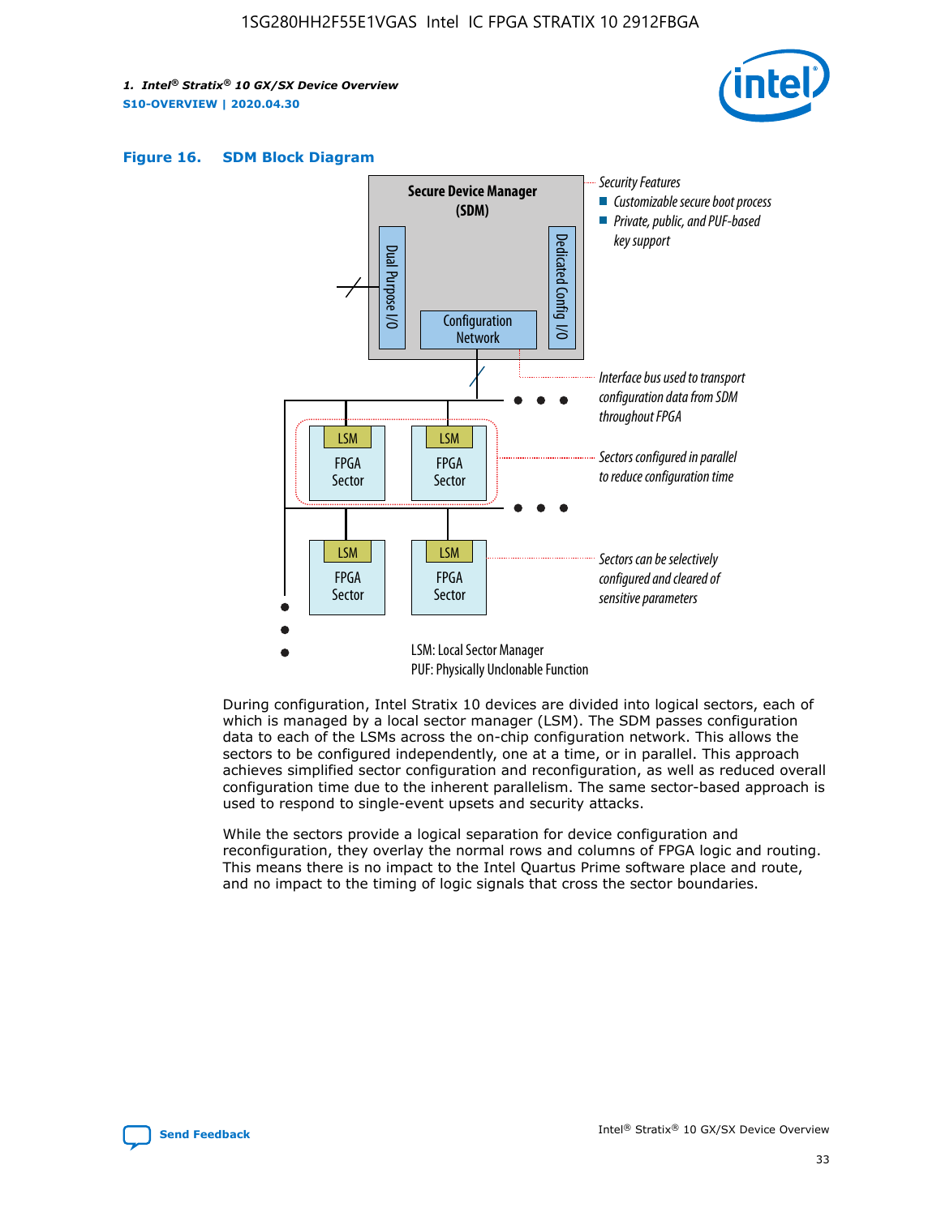**Figure 16. SDM Block Diagram**

Secure Device Manager (SDM)

Dual Purpose I/O

Dedicated Config I/O

Configuration Network

Security Features
- Customizable secure boot process
- Private, public, and PUF-based key support

Interface bus used to transport configuration data from SDM throughout FPGA

LSM FPGA Sector

Sectors configured in parallel to reduce configuration time

Sectors can be selectively configured and cleared of sensitive parameters

LSM: Local Sector Manager
PUF: Physically Unclonable Function

During configuration, Intel Stratix 10 devices are divided into logical sectors, each of which is managed by a local sector manager (LSM). The SDM passes configuration data to each of the LSMs across the on-chip configuration network. This allows the sectors to be configured independently, one at a time, or in parallel. This approach achieves simplified sector configuration and reconfiguration, as well as reduced overall configuration time due to the inherent parallelism. The same sector-based approach is used to respond to single-event upsets and security attacks.

While the sectors provide a logical separation for device configuration and reconfiguration, they overlay the normal rows and columns of FPGA logic and routing. This means there is no impact to the Intel Quartus Prime software place and route, and no impact to the timing of logic signals that cross the sector boundaries.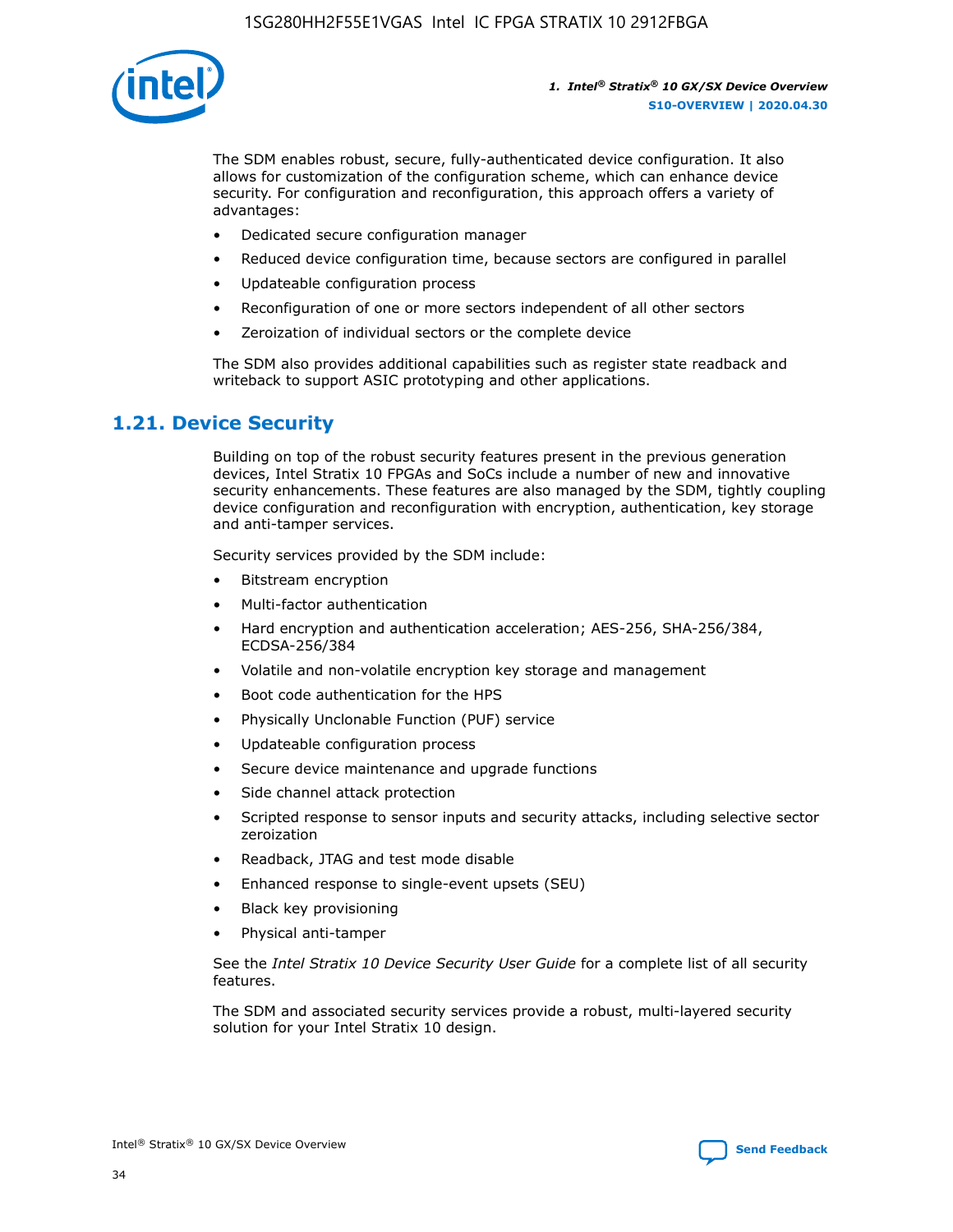The SDM enables robust, secure, fully-authenticated device configuration. It also allows for customization of the configuration scheme, which can enhance device security. For configuration and reconfiguration, this approach offers a variety of advantages:

- Dedicated secure configuration manager
- Reduced device configuration time, because sectors are configured in parallel
- Updateable configuration process
- Reconfiguration of one or more sectors independent of all other sectors
- Zeroization of individual sectors or the complete device

The SDM also provides additional capabilities such as register state readback and writeback to support ASIC prototyping and other applications.

## 1.21. Device Security

Building on top of the robust security features present in the previous generation devices, Intel Stratix 10 FPGAs and SoCs include a number of new and innovative security enhancements. These features are also managed by the SDM, tightly coupling device configuration and reconfiguration with encryption, authentication, key storage and anti-tamper services.

Security services provided by the SDM include:

- Bitstream encryption
- Multi-factor authentication
- Hard encryption and authentication acceleration; AES-256, SHA-256/384, ECDSA-256/384
- Volatile and non-volatile encryption key storage and management
- Boot code authentication for the HPS
- Physically Unclonable Function (PUF) service
- Updateable configuration process
- Secure device maintenance and upgrade functions
- Side channel attack protection
- Scripted response to sensor inputs and security attacks, including selective sector zeroization
- Readback, JTAG and test mode disable
- Enhanced response to single-event upsets (SEU)
- Black key provisioning
- Physical anti-tamper

See the *Intel Stratix 10 Device Security User Guide* for a complete list of all security features.

The SDM and associated security services provide a robust, multi-layered security solution for your Intel Stratix 10 design.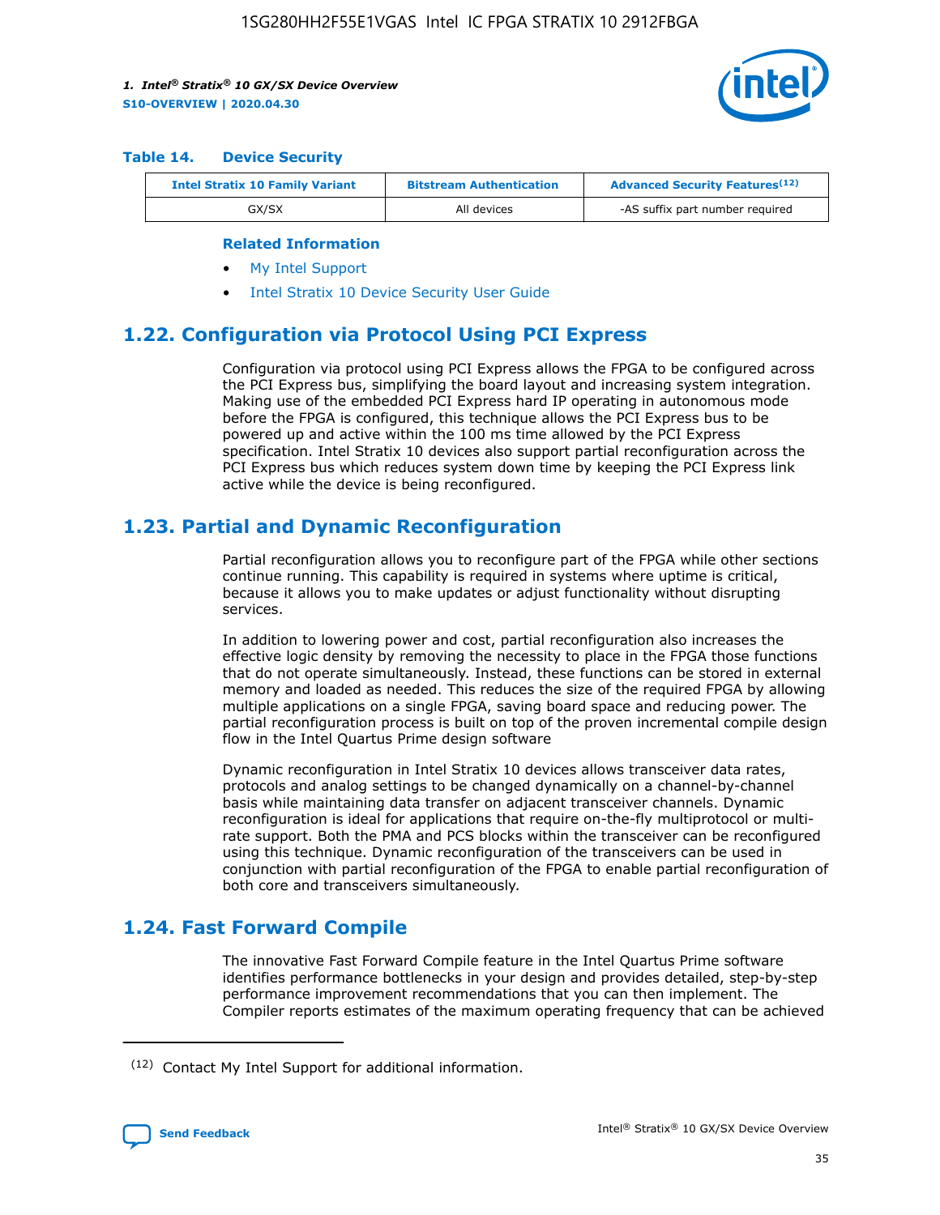#### Table 14. Device Security

| Intel Stratix 10 Family Variant | Bitstream Authentication | Advanced Security Features[12] |
| --- | --- | --- |
| GX/SX | All devices | -AS suffix part number required |

**Related Information**

- My Intel Support
- Intel Stratix 10 Device Security User Guide

## 1.22. Configuration via Protocol Using PCI Express

Configuration via protocol using PCI Express allows the FPGA to be configured across the PCI Express bus, simplifying the board layout and increasing system integration. Making use of the embedded PCI Express hard IP operating in autonomous mode before the FPGA is configured, this technique allows the PCI Express bus to be powered up and active within the 100 ms time allowed by the PCI Express specification. Intel Stratix 10 devices also support partial reconfiguration across the PCI Express bus which reduces system down time by keeping the PCI Express link active while the device is being reconfigured.

## 1.23. Partial and Dynamic Reconfiguration

Partial reconfiguration allows you to reconfigure part of the FPGA while other sections continue running. This capability is required in systems where uptime is critical, because it allows you to make updates or adjust functionality without disrupting services.

In addition to lowering power and cost, partial reconfiguration also increases the effective logic density by removing the necessity to place in the FPGA those functions that do not operate simultaneously. Instead, these functions can be stored in external memory and loaded as needed. This reduces the size of the required FPGA by allowing multiple applications on a single FPGA, saving board space and reducing power. The partial reconfiguration process is built on top of the proven incremental compile design flow in the Intel Quartus Prime design software

Dynamic reconfiguration in Intel Stratix 10 devices allows transceiver data rates, protocols and analog settings to be changed dynamically on a channel-by-channel basis while maintaining data transfer on adjacent transceiver channels. Dynamic reconfiguration is ideal for applications that require on-the-fly multiprotocol or multi-rate support. Both the PMA and PCS blocks within the transceiver can be reconfigured using this technique. Dynamic reconfiguration of the transceivers can be used in conjunction with partial reconfiguration of the FPGA to enable partial reconfiguration of both core and transceivers simultaneously.

## 1.24. Fast Forward Compile

The innovative Fast Forward Compile feature in the Intel Quartus Prime software identifies performance bottlenecks in your design and provides detailed, step-by-step performance improvement recommendations that you can then implement. The Compiler reports estimates of the maximum operating frequency that can be achieved

[12] Contact My Intel Support for additional information.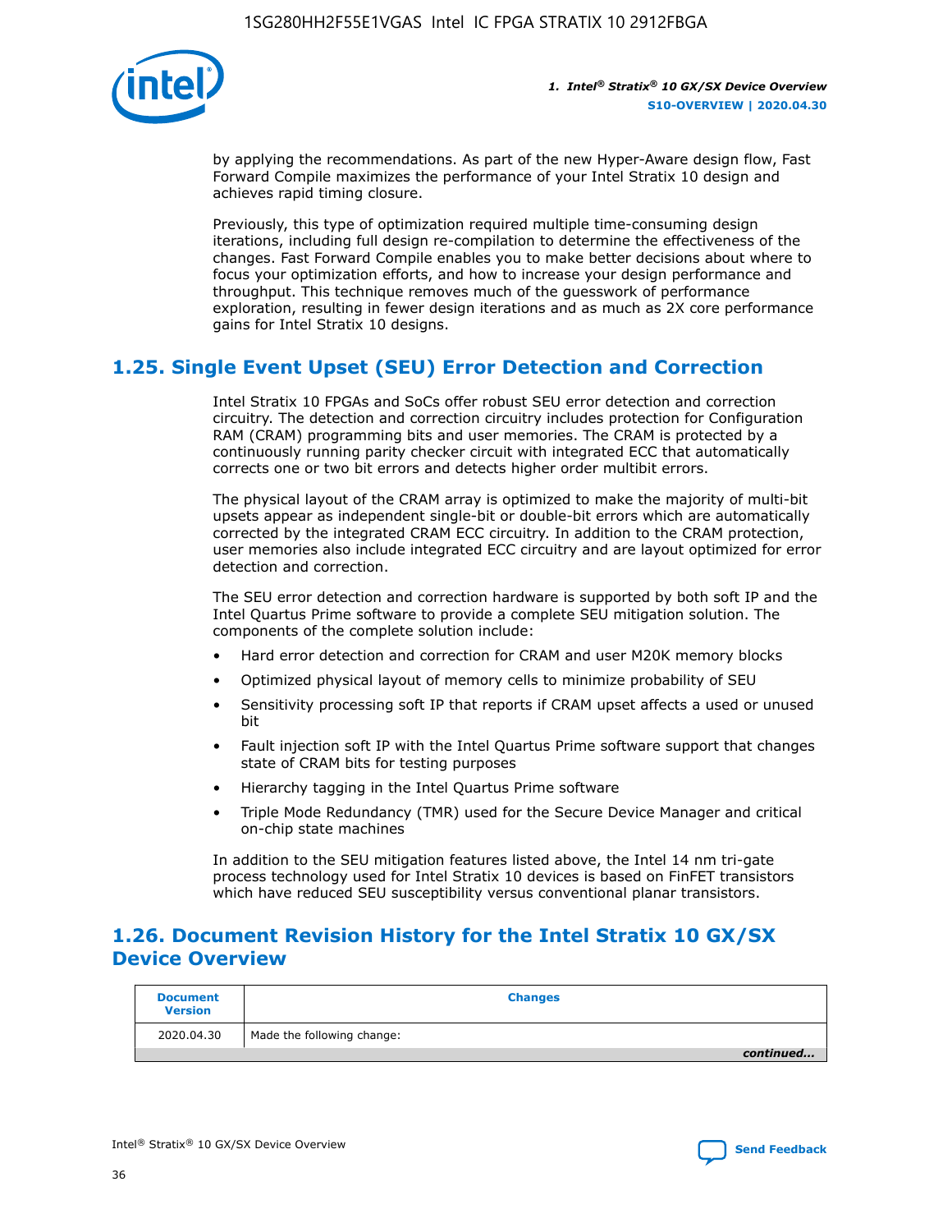by applying the recommendations. As part of the new Hyper-Aware design flow, Fast Forward Compile maximizes the performance of your Intel Stratix 10 design and achieves rapid timing closure.

Previously, this type of optimization required multiple time-consuming design iterations, including full design re-compilation to determine the effectiveness of the changes. Fast Forward Compile enables you to make better decisions about where to focus your optimization efforts, and how to increase your design performance and throughput. This technique removes much of the guesswork of performance exploration, resulting in fewer design iterations and as much as 2X core performance gains for Intel Stratix 10 designs.

## 1.25. Single Event Upset (SEU) Error Detection and Correction

Intel Stratix 10 FPGAs and SoCs offer robust SEU error detection and correction circuitry. The detection and correction circuitry includes protection for Configuration RAM (CRAM) programming bits and user memories. The CRAM is protected by a continuously running parity checker circuit with integrated ECC that automatically corrects one or two bit errors and detects higher order multibit errors.

The physical layout of the CRAM array is optimized to make the majority of multi-bit upsets appear as independent single-bit or double-bit errors which are automatically corrected by the integrated CRAM ECC circuitry. In addition to the CRAM protection, user memories also include integrated ECC circuitry and are layout optimized for error detection and correction.

The SEU error detection and correction hardware is supported by both soft IP and the Intel Quartus Prime software to provide a complete SEU mitigation solution. The components of the complete solution include:

- Hard error detection and correction for CRAM and user M20K memory blocks
- Optimized physical layout of memory cells to minimize probability of SEU
- Sensitivity processing soft IP that reports if CRAM upset affects a used or unused bit
- Fault injection soft IP with the Intel Quartus Prime software support that changes state of CRAM bits for testing purposes
- Hierarchy tagging in the Intel Quartus Prime software
- Triple Mode Redundancy (TMR) used for the Secure Device Manager and critical on-chip state machines

In addition to the SEU mitigation features listed above, the Intel 14 nm tri-gate process technology used for Intel Stratix 10 devices is based on FinFET transistors which have reduced SEU susceptibility versus conventional planar transistors.

## 1.26. Document Revision History for the Intel Stratix 10 GX/SX Device Overview

| Document Version | Changes |
| --- | --- |
| 2020.04.30 | Made the following change: |

*continued...*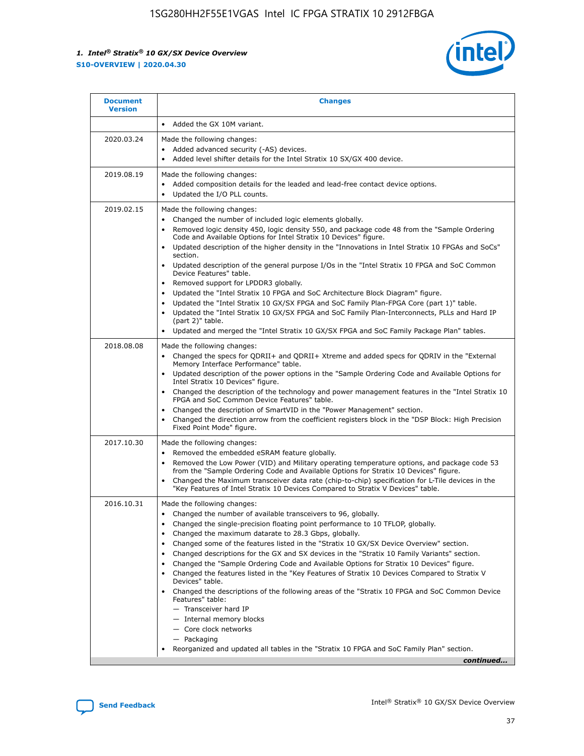| Document Version | Changes |
| --- | --- |
| | • Added the GX 10M variant. |
| 2020.03.24 | Made the following changes:<br>• Added advanced security (-AS) devices.<br>• Added level shifter details for the Intel Stratix 10 SX/GX 400 device. |
| 2019.08.19 | Made the following changes:<br>• Added composition details for the leaded and lead-free contact device options.<br>• Updated the I/O PLL counts. |
| 2019.02.15 | Made the following changes:<br>• Changed the number of included logic elements globally.<br>• Removed logic density 450, logic density 550, and package code 48 from the "Sample Ordering Code and Available Options for Intel Stratix 10 Devices" figure.<br>• Updated description of the higher density in the "Innovations in Intel Stratix 10 FPGAs and SoCs" section.<br>• Updated description of the general purpose I/Os in the "Intel Stratix 10 FPGA and SoC Common Device Features" table.<br>• Removed support for LPDDR3 globally.<br>• Updated the "Intel Stratix 10 FPGA and SoC Architecture Block Diagram" figure.<br>• Updated the "Intel Stratix 10 GX/SX FPGA and SoC Family Plan-FPGA Core (part 1)" table.<br>• Updated the "Intel Stratix 10 GX/SX FPGA and SoC Family Plan-Interconnects, PLLs and Hard IP (part 2)" table.<br>• Updated and merged the "Intel Stratix 10 GX/SX FPGA and SoC Family Package Plan" tables. |
| 2018.08.08 | Made the following changes:<br>• Changed the specs for QDRII+ and QDRII+ Xtreme and added specs for QDRIV in the "External Memory Interface Performance" table.<br>• Updated description of the power options in the "Sample Ordering Code and Available Options for Intel Stratix 10 Devices" figure.<br>• Changed the description of the technology and power management features in the "Intel Stratix 10 FPGA and SoC Common Device Features" table.<br>• Changed the description of SmartVID in the "Power Management" section.<br>• Changed the direction arrow from the coefficient registers block in the "DSP Block: High Precision Fixed Point Mode" figure. |
| 2017.10.30 | Made the following changes:<br>• Removed the embedded eSRAM feature globally.<br>• Removed the Low Power (VID) and Military operating temperature options, and package code 53 from the "Sample Ordering Code and Available Options for Intel Stratix 10 Devices" figure.<br>• Changed the Maximum transceiver data rate (chip-to-chip) specification for L-Tile devices in the "Key Features of Intel Stratix 10 Devices Compared to Stratix V Devices" table. |
| 2016.10.31 | Made the following changes:<br>• Changed the number of available transceivers to 96, globally.<br>• Changed the single-precision floating point performance to 10 TFLOP, globally.<br>• Changed the maximum datarate to 28.3 Gbps, globally.<br>• Changed some of the features listed in the "Stratix 10 GX/SX Device Overview" section.<br>• Changed descriptions for the GX and SX devices in the "Stratix 10 Family Variants" section.<br>• Changed the "Sample Ordering Code and Available Options for Stratix 10 Devices" figure.<br>• Changed the features listed in the "Key Features of Stratix 10 Devices Compared to Stratix V Devices" table.<br>• Changed the descriptions of the following areas of the "Stratix 10 FPGA and SoC Common Device Features" table:<br>— Transceiver hard IP<br>— Internal memory blocks<br>— Core clock networks<br>— Packaging<br>• Reorganized and updated all tables in the "Stratix 10 FPGA and SoC Family Plan" section. |

*continued...*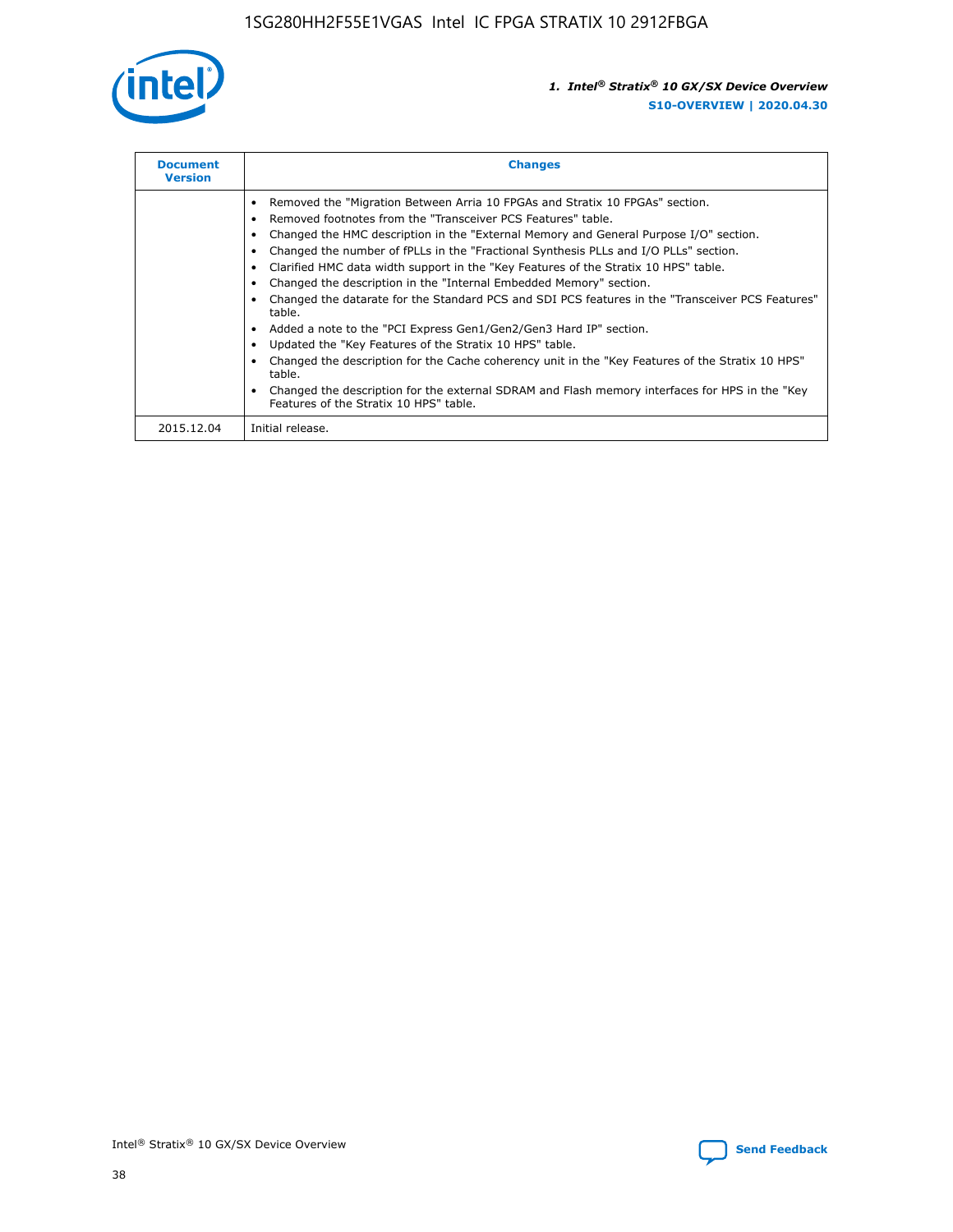| Document Version | Changes |
| --- | --- |
| | • Removed the "Migration Between Arria 10 FPGAs and Stratix 10 FPGAs" section.<br>• Removed footnotes from the "Transceiver PCS Features" table.<br>• Changed the HMC description in the "External Memory and General Purpose I/O" section.<br>• Changed the number of fPLLs in the "Fractional Synthesis PLLs and I/O PLLs" section.<br>• Clarified HMC data width support in the "Key Features of the Stratix 10 HPS" table.<br>• Changed the description in the "Internal Embedded Memory" section.<br>• Changed the datarate for the Standard PCS and SDI PCS features in the "Transceiver PCS Features" table.<br>• Added a note to the "PCI Express Gen1/Gen2/Gen3 Hard IP" section.<br>• Updated the "Key Features of the Stratix 10 HPS" table.<br>• Changed the description for the Cache coherency unit in the "Key Features of the Stratix 10 HPS" table.<br>• Changed the description for the external SDRAM and Flash memory interfaces for HPS in the "Key Features of the Stratix 10 HPS" table. |
| 2015.12.04 | Initial release. |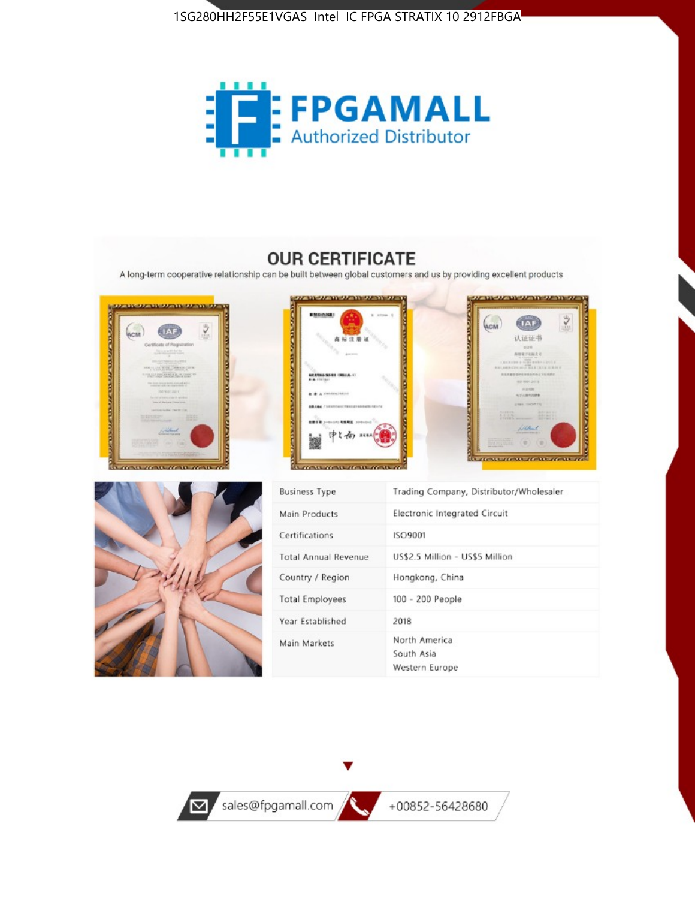FPGAMALL
Authorized Distributor

## OUR CERTIFICATE

A long-term cooperative relationship can be built between global customers and us by providing excellent products

| | |
|---|---|
| Business Type | Trading Company, Distributor/Wholesaler |
| Main Products | Electronic Integrated Circuit |
| Certifications | ISO9001 |
| Total Annual Revenue | US$2.5 Million - US$5 Million |
| Country / Region | Hongkong, China |
| Total Employees | 100 - 200 People |
| Year Established | 2018 |
| Main Markets | North America<br>South Asia<br>Western Europe |

sales@fpgamall.com

+00852-56428680